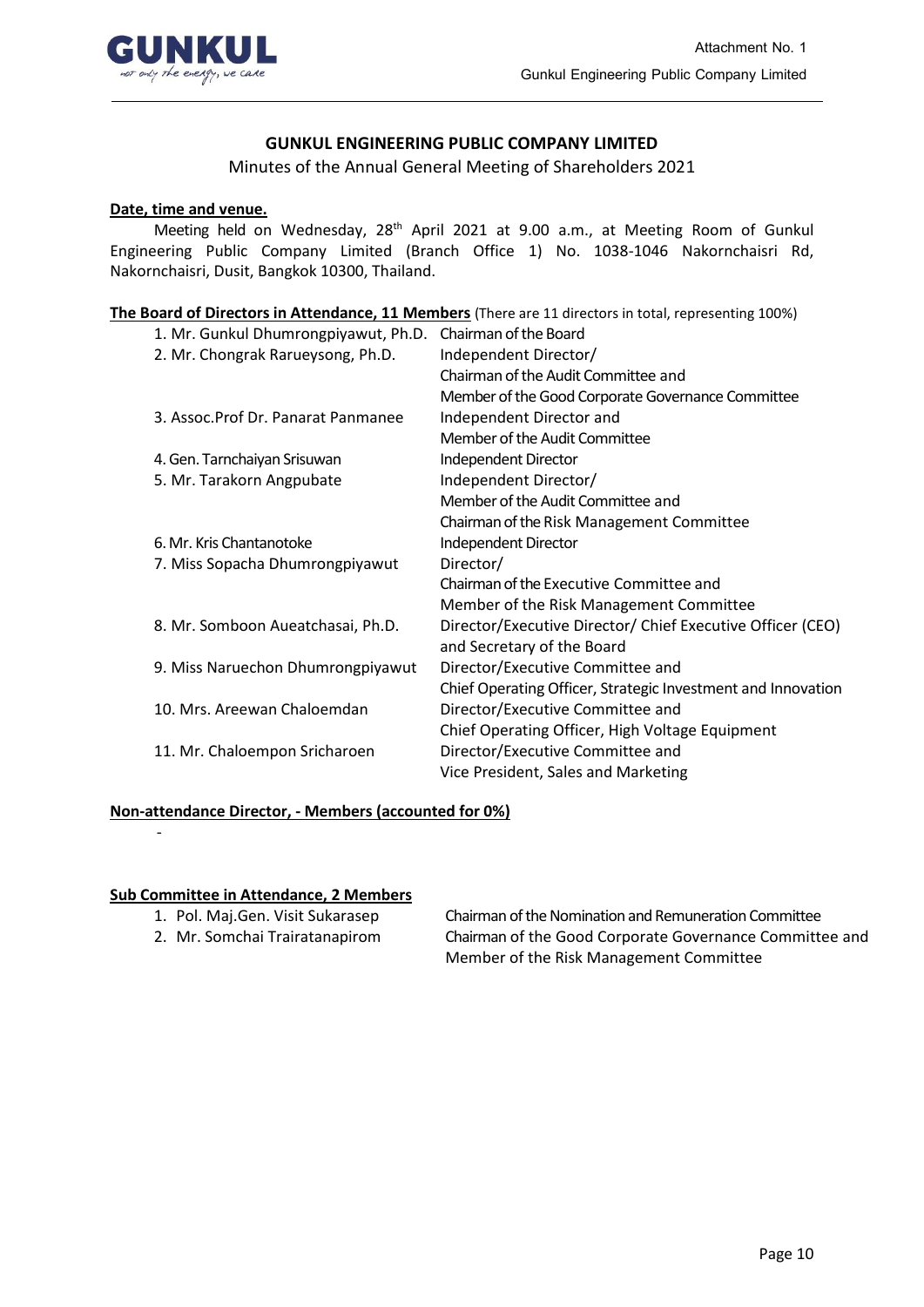# GUNKUL ENGINEERING PUBLIC COMPANY LIMITED

Minutes of the Annual General Meeting of Shareholders 2021

**Date, time and venue.**

Meeting held on Wednesday, 28th April 2021 at 9.00 a.m., at Meeting Room of Gunkul Engineering Public Company Limited (Branch Office 1) No. 1038-1046 Nakornchaisri Rd, Nakornchaisri, Dusit, Bangkok 10300, Thailand.

**The Board of Directors in Attendance, 11 Members** (There are 11 directors in total, representing 100%)

| | |
|---|---|
| 1. Mr. Gunkul Dhumrongpiyawut, Ph.D. | Chairman of the Board |
| 2. Mr. Chongrak Rarueysong, Ph.D. | Independent Director/ Chairman of the Audit Committee and Member of the Good Corporate Governance Committee |
| 3. Assoc.Prof Dr. Panarat Panmanee | Independent Director and Member of the Audit Committee |
| 4. Gen. Tarnchaiyan Srisuwan | Independent Director |
| 5. Mr. Tarakorn Angpubate | Independent Director/ Member of the Audit Committee and Chairman of the Risk Management Committee |
| 6. Mr. Kris Chantanotoke | Independent Director |
| 7. Miss Sopacha Dhumrongpiyawut | Director/ Chairman of the Executive Committee and Member of the Risk Management Committee |
| 8. Mr. Somboon Aueatchasai, Ph.D. | Director/Executive Director/ Chief Executive Officer (CEO) and Secretary of the Board |
| 9. Miss Naruechon Dhumrongpiyawut | Director/Executive Committee and Chief Operating Officer, Strategic Investment and Innovation |
| 10. Mrs. Areewan Chaloemdan | Director/Executive Committee and Chief Operating Officer, High Voltage Equipment |
| 11. Mr. Chaloempon Sricharoen | Director/Executive Committee and Vice President, Sales and Marketing |

**Non-attendance Director, - Members (accounted for 0%)**

-

**Sub Committee in Attendance, 2 Members**

| | |
|---|---|
| 1. Pol. Maj.Gen. Visit Sukarasep | Chairman of the Nomination and Remuneration Committee |
| 2. Mr. Somchai Trairatanapirom | Chairman of the Good Corporate Governance Committee and Member of the Risk Management Committee |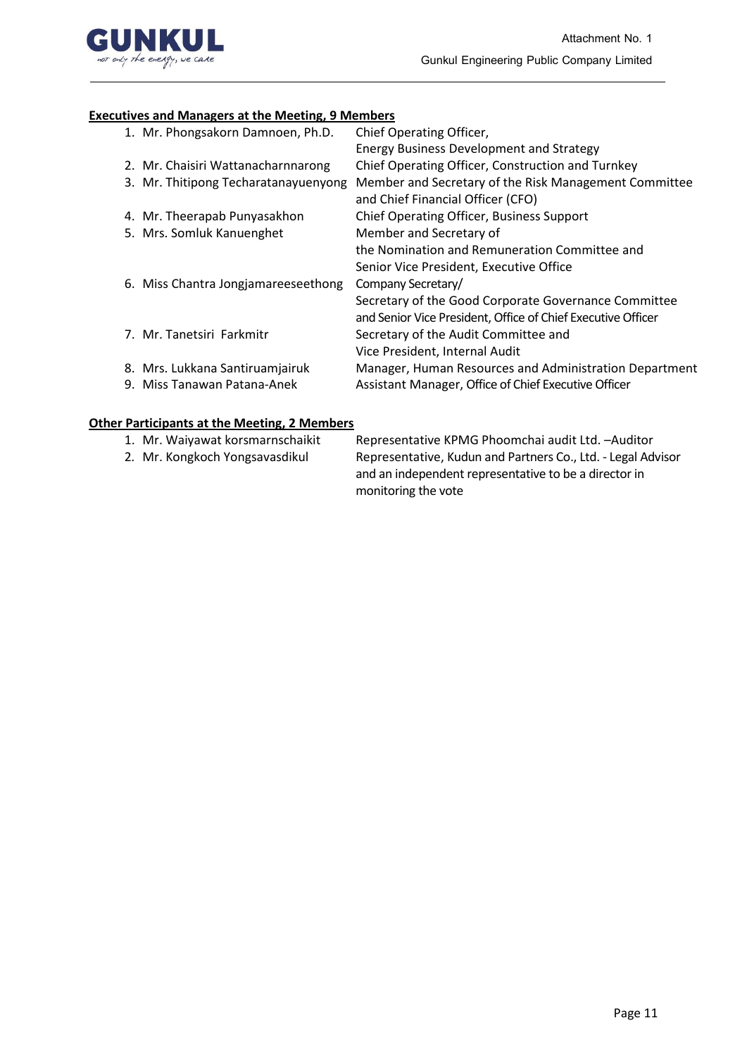**Executives and Managers at the Meeting, 9 Members**

| | |
|---|---|
| 1. Mr. Phongsakorn Damnoen, Ph.D. | Chief Operating Officer, Energy Business Development and Strategy |
| 2. Mr. Chaisiri Wattanacharnnarong | Chief Operating Officer, Construction and Turnkey |
| 3. Mr. Thitipong Techaratanayuenyong | Member and Secretary of the Risk Management Committee and Chief Financial Officer (CFO) |
| 4. Mr. Theerapab Punyasakhon | Chief Operating Officer, Business Support |
| 5. Mrs. Somluk Kanuenghet | Member and Secretary of the Nomination and Remuneration Committee and Senior Vice President, Executive Office |
| 6. Miss Chantra Jongjamareeseethong | Company Secretary/ Secretary of the Good Corporate Governance Committee and Senior Vice President, Office of Chief Executive Officer |
| 7. Mr. Tanetsiri Farkmitr | Secretary of the Audit Committee and Vice President, Internal Audit |
| 8. Mrs. Lukkana Santiruamjairuk | Manager, Human Resources and Administration Department |
| 9. Miss Tanawan Patana-Anek | Assistant Manager, Office of Chief Executive Officer |

**Other Participants at the Meeting, 2 Members**

| | |
|---|---|
| 1. Mr. Waiyawat korsmarnschaikit | Representative KPMG Phoomchai audit Ltd. –Auditor |
| 2. Mr. Kongkoch Yongsavasdikul | Representative, Kudun and Partners Co., Ltd. - Legal Advisor and an independent representative to be a director in monitoring the vote |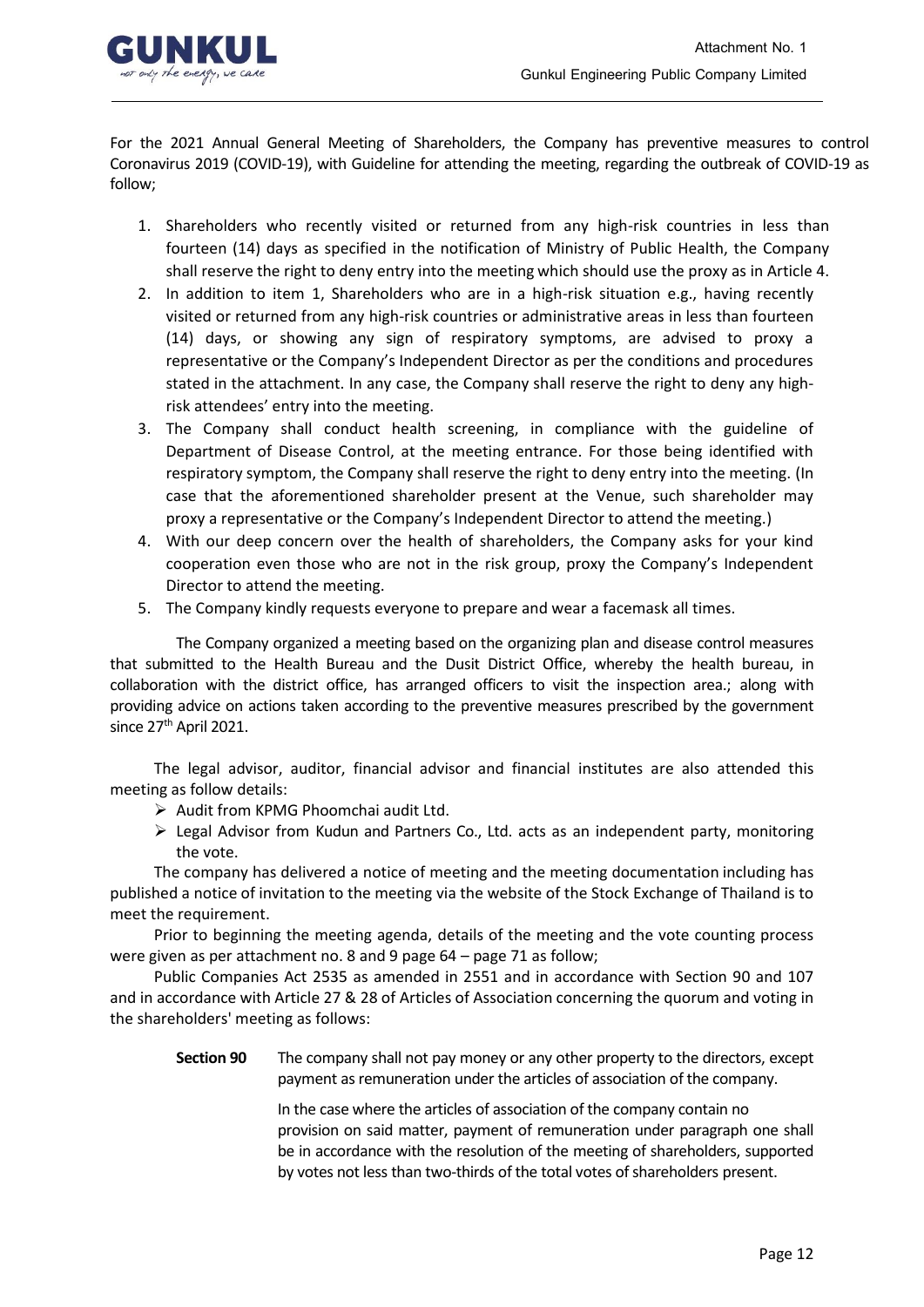For the 2021 Annual General Meeting of Shareholders, the Company has preventive measures to control Coronavirus 2019 (COVID-19), with Guideline for attending the meeting, regarding the outbreak of COVID-19 as follow;

1. Shareholders who recently visited or returned from any high-risk countries in less than fourteen (14) days as specified in the notification of Ministry of Public Health, the Company shall reserve the right to deny entry into the meeting which should use the proxy as in Article 4.
2. In addition to item 1, Shareholders who are in a high-risk situation e.g., having recently visited or returned from any high-risk countries or administrative areas in less than fourteen (14) days, or showing any sign of respiratory symptoms, are advised to proxy a representative or the Company's Independent Director as per the conditions and procedures stated in the attachment. In any case, the Company shall reserve the right to deny any high-risk attendees' entry into the meeting.
3. The Company shall conduct health screening, in compliance with the guideline of Department of Disease Control, at the meeting entrance. For those being identified with respiratory symptom, the Company shall reserve the right to deny entry into the meeting. (In case that the aforementioned shareholder present at the Venue, such shareholder may proxy a representative or the Company's Independent Director to attend the meeting.)
4. With our deep concern over the health of shareholders, the Company asks for your kind cooperation even those who are not in the risk group, proxy the Company's Independent Director to attend the meeting.
5. The Company kindly requests everyone to prepare and wear a facemask all times.

The Company organized a meeting based on the organizing plan and disease control measures that submitted to the Health Bureau and the Dusit District Office, whereby the health bureau, in collaboration with the district office, has arranged officers to visit the inspection area.; along with providing advice on actions taken according to the preventive measures prescribed by the government since 27th April 2021.

The legal advisor, auditor, financial advisor and financial institutes are also attended this meeting as follow details:

- Audit from KPMG Phoomchai audit Ltd.
- Legal Advisor from Kudun and Partners Co., Ltd. acts as an independent party, monitoring the vote.

The company has delivered a notice of meeting and the meeting documentation including has published a notice of invitation to the meeting via the website of the Stock Exchange of Thailand is to meet the requirement.

Prior to beginning the meeting agenda, details of the meeting and the vote counting process were given as per attachment no. 8 and 9 page 64 – page 71 as follow;

Public Companies Act 2535 as amended in 2551 and in accordance with Section 90 and 107 and in accordance with Article 27 & 28 of Articles of Association concerning the quorum and voting in the shareholders' meeting as follows:

**Section 90** The company shall not pay money or any other property to the directors, except payment as remuneration under the articles of association of the company.

In the case where the articles of association of the company contain no provision on said matter, payment of remuneration under paragraph one shall be in accordance with the resolution of the meeting of shareholders, supported by votes not less than two-thirds of the total votes of shareholders present.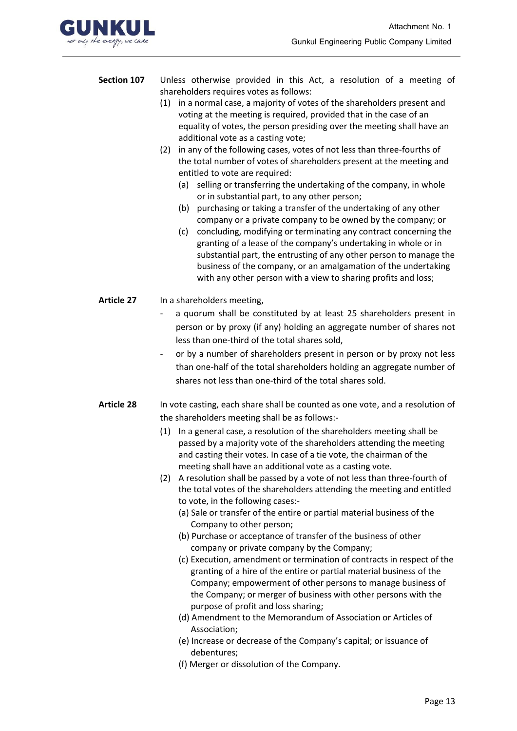**Section 107** Unless otherwise provided in this Act, a resolution of a meeting of shareholders requires votes as follows:

(1) in a normal case, a majority of votes of the shareholders present and voting at the meeting is required, provided that in the case of an equality of votes, the person presiding over the meeting shall have an additional vote as a casting vote;

(2) in any of the following cases, votes of not less than three-fourths of the total number of votes of shareholders present at the meeting and entitled to vote are required:

   (a) selling or transferring the undertaking of the company, in whole or in substantial part, to any other person;

   (b) purchasing or taking a transfer of the undertaking of any other company or a private company to be owned by the company; or

   (c) concluding, modifying or terminating any contract concerning the granting of a lease of the company's undertaking in whole or in substantial part, the entrusting of any other person to manage the business of the company, or an amalgamation of the undertaking with any other person with a view to sharing profits and loss;

**Article 27** In a shareholders meeting,

- a quorum shall be constituted by at least 25 shareholders present in person or by proxy (if any) holding an aggregate number of shares not less than one-third of the total shares sold,
- or by a number of shareholders present in person or by proxy not less than one-half of the total shareholders holding an aggregate number of shares not less than one-third of the total shares sold.

**Article 28** In vote casting, each share shall be counted as one vote, and a resolution of the shareholders meeting shall be as follows:-

(1) In a general case, a resolution of the shareholders meeting shall be passed by a majority vote of the shareholders attending the meeting and casting their votes. In case of a tie vote, the chairman of the meeting shall have an additional vote as a casting vote.

(2) A resolution shall be passed by a vote of not less than three-fourth of the total votes of the shareholders attending the meeting and entitled to vote, in the following cases:-

   (a) Sale or transfer of the entire or partial material business of the Company to other person;

   (b) Purchase or acceptance of transfer of the business of other company or private company by the Company;

   (c) Execution, amendment or termination of contracts in respect of the granting of a hire of the entire or partial material business of the Company; empowerment of other persons to manage business of the Company; or merger of business with other persons with the purpose of profit and loss sharing;

   (d) Amendment to the Memorandum of Association or Articles of Association;

   (e) Increase or decrease of the Company's capital; or issuance of debentures;

   (f) Merger or dissolution of the Company.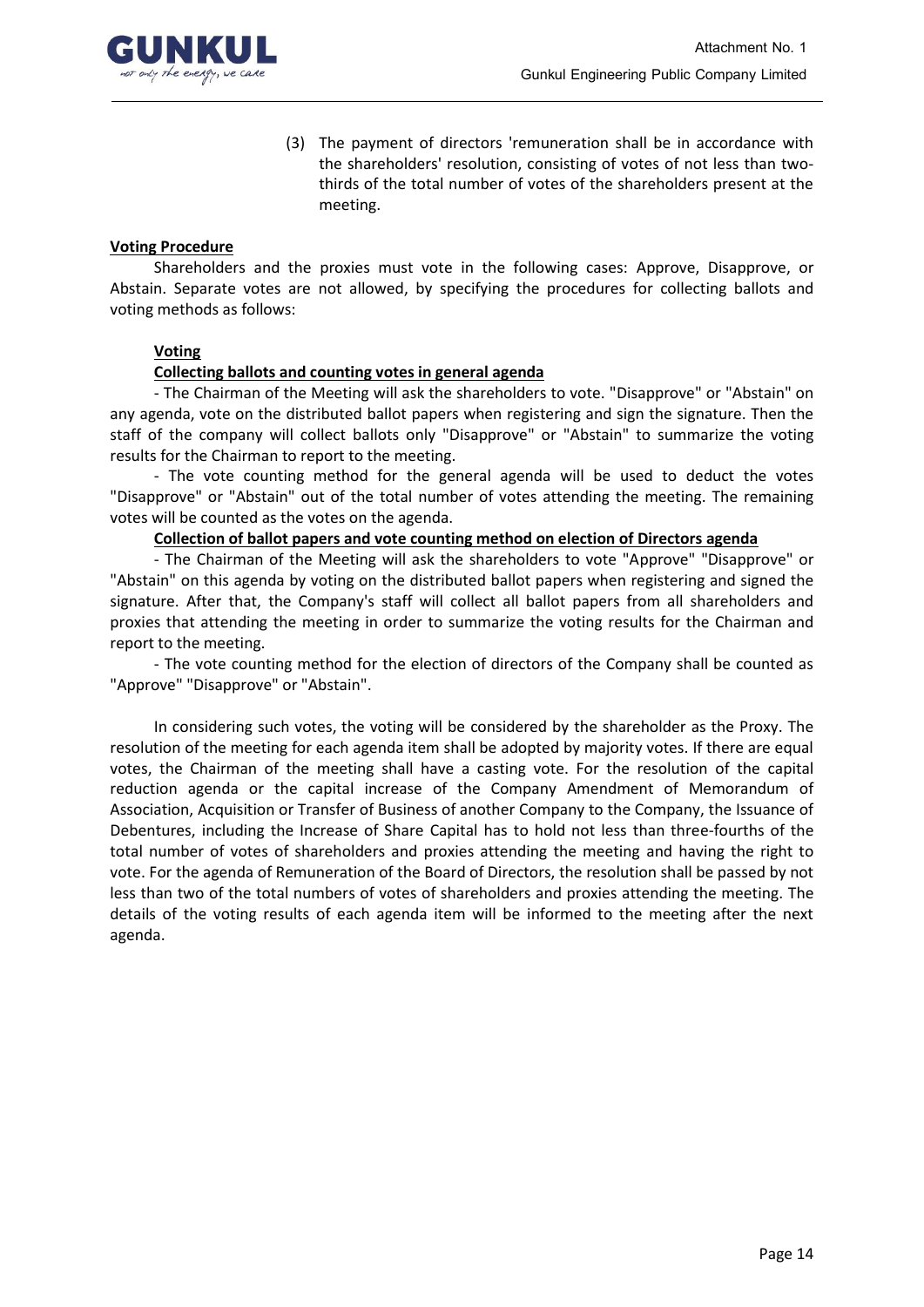(3) The payment of directors 'remuneration shall be in accordance with the shareholders' resolution, consisting of votes of not less than two-thirds of the total number of votes of the shareholders present at the meeting.

**<u>Voting Procedure</u>**

Shareholders and the proxies must vote in the following cases: Approve, Disapprove, or Abstain. Separate votes are not allowed, by specifying the procedures for collecting ballots and voting methods as follows:

**<u>Voting</u>**

**<u>Collecting ballots and counting votes in general agenda</u>**

- The Chairman of the Meeting will ask the shareholders to vote. "Disapprove" or "Abstain" on any agenda, vote on the distributed ballot papers when registering and sign the signature. Then the staff of the company will collect ballots only "Disapprove" or "Abstain" to summarize the voting results for the Chairman to report to the meeting.

- The vote counting method for the general agenda will be used to deduct the votes "Disapprove" or "Abstain" out of the total number of votes attending the meeting. The remaining votes will be counted as the votes on the agenda.

**<u>Collection of ballot papers and vote counting method on election of Directors agenda</u>**

- The Chairman of the Meeting will ask the shareholders to vote "Approve" "Disapprove" or "Abstain" on this agenda by voting on the distributed ballot papers when registering and signed the signature. After that, the Company's staff will collect all ballot papers from all shareholders and proxies that attending the meeting in order to summarize the voting results for the Chairman and report to the meeting.

- The vote counting method for the election of directors of the Company shall be counted as "Approve" "Disapprove" or "Abstain".

In considering such votes, the voting will be considered by the shareholder as the Proxy. The resolution of the meeting for each agenda item shall be adopted by majority votes. If there are equal votes, the Chairman of the meeting shall have a casting vote. For the resolution of the capital reduction agenda or the capital increase of the Company Amendment of Memorandum of Association, Acquisition or Transfer of Business of another Company to the Company, the Issuance of Debentures, including the Increase of Share Capital has to hold not less than three-fourths of the total number of votes of shareholders and proxies attending the meeting and having the right to vote. For the agenda of Remuneration of the Board of Directors, the resolution shall be passed by not less than two of the total numbers of votes of shareholders and proxies attending the meeting. The details of the voting results of each agenda item will be informed to the meeting after the next agenda.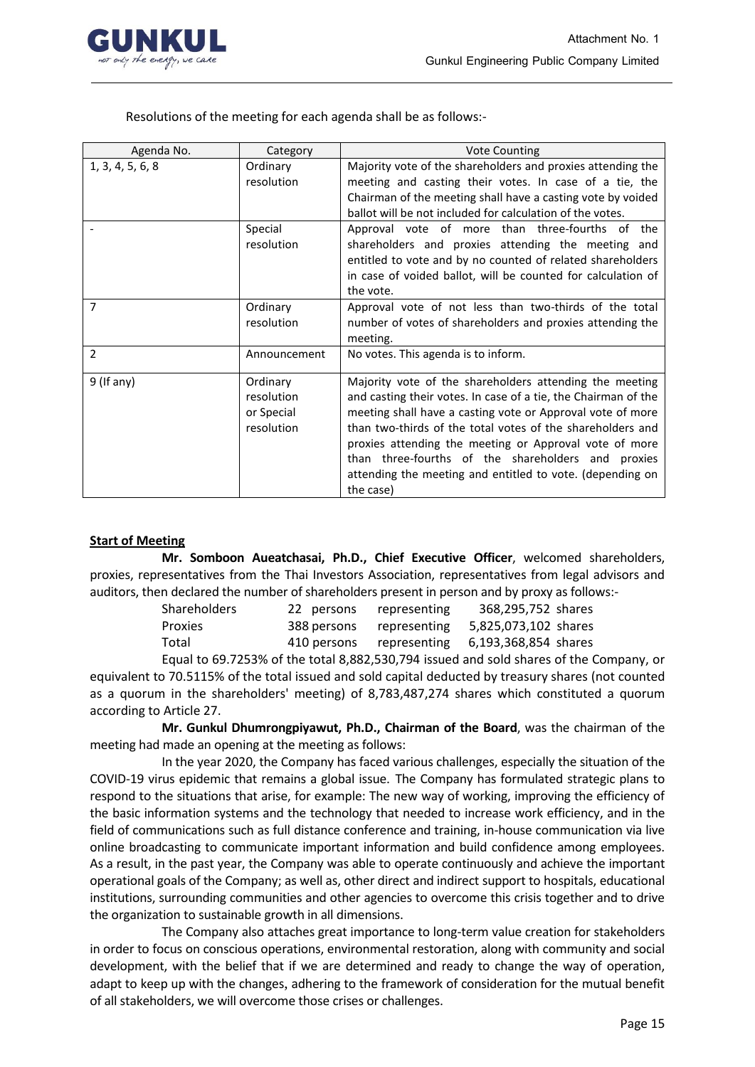Resolutions of the meeting for each agenda shall be as follows:-

| Agenda No. | Category | Vote Counting |
|---|---|---|
| 1, 3, 4, 5, 6, 8 | Ordinary resolution | Majority vote of the shareholders and proxies attending the meeting and casting their votes. In case of a tie, the Chairman of the meeting shall have a casting vote by voided ballot will be not included for calculation of the votes. |
| - | Special resolution | Approval vote of more than three-fourths of the shareholders and proxies attending the meeting and entitled to vote and by no counted of related shareholders in case of voided ballot, will be counted for calculation of the vote. |
| 7 | Ordinary resolution | Approval vote of not less than two-thirds of the total number of votes of shareholders and proxies attending the meeting. |
| 2 | Announcement | No votes. This agenda is to inform. |
| 9 (If any) | Ordinary resolution or Special resolution | Majority vote of the shareholders attending the meeting and casting their votes. In case of a tie, the Chairman of the meeting shall have a casting vote or Approval vote of more than two-thirds of the total votes of the shareholders and proxies attending the meeting or Approval vote of more than three-fourths of the shareholders and proxies attending the meeting and entitled to vote. (depending on the case) |

**Start of Meeting**

**Mr. Somboon Aueatchasai, Ph.D., Chief Executive Officer**, welcomed shareholders, proxies, representatives from the Thai Investors Association, representatives from legal advisors and auditors, then declared the number of shareholders present in person and by proxy as follows:-

| | | | |
|---|---|---|---|
| Shareholders | 22 persons | representing | 368,295,752 shares |
| Proxies | 388 persons | representing | 5,825,073,102 shares |
| Total | 410 persons | representing | 6,193,368,854 shares |

Equal to 69.7253% of the total 8,882,530,794 issued and sold shares of the Company, or equivalent to 70.5115% of the total issued and sold capital deducted by treasury shares (not counted as a quorum in the shareholders' meeting) of 8,783,487,274 shares which constituted a quorum according to Article 27.

**Mr. Gunkul Dhumrongpiyawut, Ph.D., Chairman of the Board**, was the chairman of the meeting had made an opening at the meeting as follows:

In the year 2020, the Company has faced various challenges, especially the situation of the COVID-19 virus epidemic that remains a global issue. The Company has formulated strategic plans to respond to the situations that arise, for example: The new way of working, improving the efficiency of the basic information systems and the technology that needed to increase work efficiency, and in the field of communications such as full distance conference and training, in-house communication via live online broadcasting to communicate important information and build confidence among employees. As a result, in the past year, the Company was able to operate continuously and achieve the important operational goals of the Company; as well as, other direct and indirect support to hospitals, educational institutions, surrounding communities and other agencies to overcome this crisis together and to drive the organization to sustainable growth in all dimensions.

The Company also attaches great importance to long-term value creation for stakeholders in order to focus on conscious operations, environmental restoration, along with community and social development, with the belief that if we are determined and ready to change the way of operation, adapt to keep up with the changes, adhering to the framework of consideration for the mutual benefit of all stakeholders, we will overcome those crises or challenges.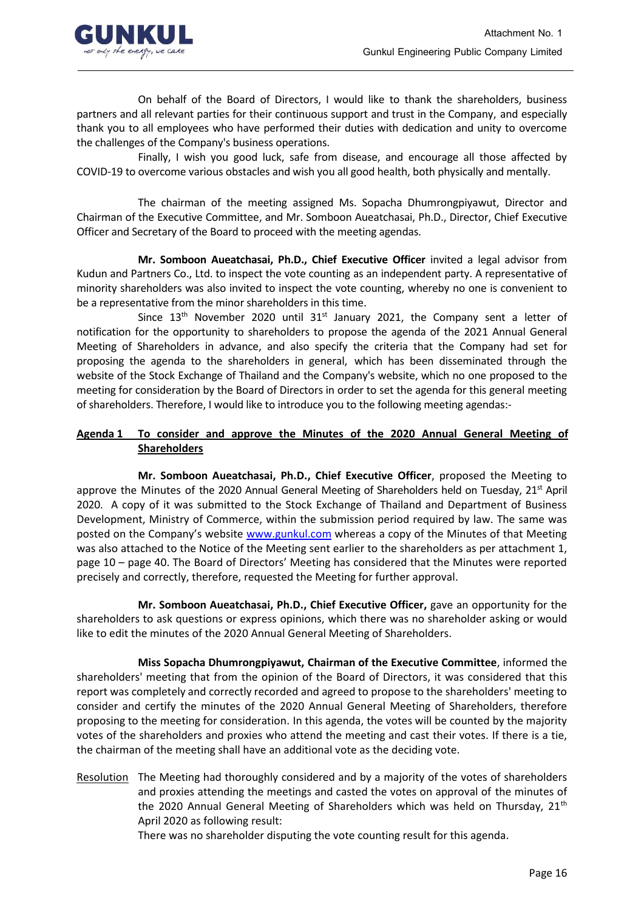On behalf of the Board of Directors, I would like to thank the shareholders, business partners and all relevant parties for their continuous support and trust in the Company, and especially thank you to all employees who have performed their duties with dedication and unity to overcome the challenges of the Company's business operations.

Finally, I wish you good luck, safe from disease, and encourage all those affected by COVID-19 to overcome various obstacles and wish you all good health, both physically and mentally.

The chairman of the meeting assigned Ms. Sopacha Dhumrongpiyawut, Director and Chairman of the Executive Committee, and Mr. Somboon Aueatchasai, Ph.D., Director, Chief Executive Officer and Secretary of the Board to proceed with the meeting agendas.

**Mr. Somboon Aueatchasai, Ph.D., Chief Executive Officer** invited a legal advisor from Kudun and Partners Co., Ltd. to inspect the vote counting as an independent party. A representative of minority shareholders was also invited to inspect the vote counting, whereby no one is convenient to be a representative from the minor shareholders in this time.

Since 13th November 2020 until 31st January 2021, the Company sent a letter of notification for the opportunity to shareholders to propose the agenda of the 2021 Annual General Meeting of Shareholders in advance, and also specify the criteria that the Company had set for proposing the agenda to the shareholders in general, which has been disseminated through the website of the Stock Exchange of Thailand and the Company's website, which no one proposed to the meeting for consideration by the Board of Directors in order to set the agenda for this general meeting of shareholders. Therefore, I would like to introduce you to the following meeting agendas:-

## **Agenda 1 To consider and approve the Minutes of the 2020 Annual General Meeting of Shareholders**

**Mr. Somboon Aueatchasai, Ph.D., Chief Executive Officer**, proposed the Meeting to approve the Minutes of the 2020 Annual General Meeting of Shareholders held on Tuesday, 21st April 2020. A copy of it was submitted to the Stock Exchange of Thailand and Department of Business Development, Ministry of Commerce, within the submission period required by law. The same was posted on the Company's website www.gunkul.com whereas a copy of the Minutes of that Meeting was also attached to the Notice of the Meeting sent earlier to the shareholders as per attachment 1, page 10 – page 40. The Board of Directors' Meeting has considered that the Minutes were reported precisely and correctly, therefore, requested the Meeting for further approval.

**Mr. Somboon Aueatchasai, Ph.D., Chief Executive Officer,** gave an opportunity for the shareholders to ask questions or express opinions, which there was no shareholder asking or would like to edit the minutes of the 2020 Annual General Meeting of Shareholders.

**Miss Sopacha Dhumrongpiyawut, Chairman of the Executive Committee**, informed the shareholders' meeting that from the opinion of the Board of Directors, it was considered that this report was completely and correctly recorded and agreed to propose to the shareholders' meeting to consider and certify the minutes of the 2020 Annual General Meeting of Shareholders, therefore proposing to the meeting for consideration. In this agenda, the votes will be counted by the majority votes of the shareholders and proxies who attend the meeting and cast their votes. If there is a tie, the chairman of the meeting shall have an additional vote as the deciding vote.

Resolution The Meeting had thoroughly considered and by a majority of the votes of shareholders and proxies attending the meetings and casted the votes on approval of the minutes of the 2020 Annual General Meeting of Shareholders which was held on Thursday, 21st April 2020 as following result:

There was no shareholder disputing the vote counting result for this agenda.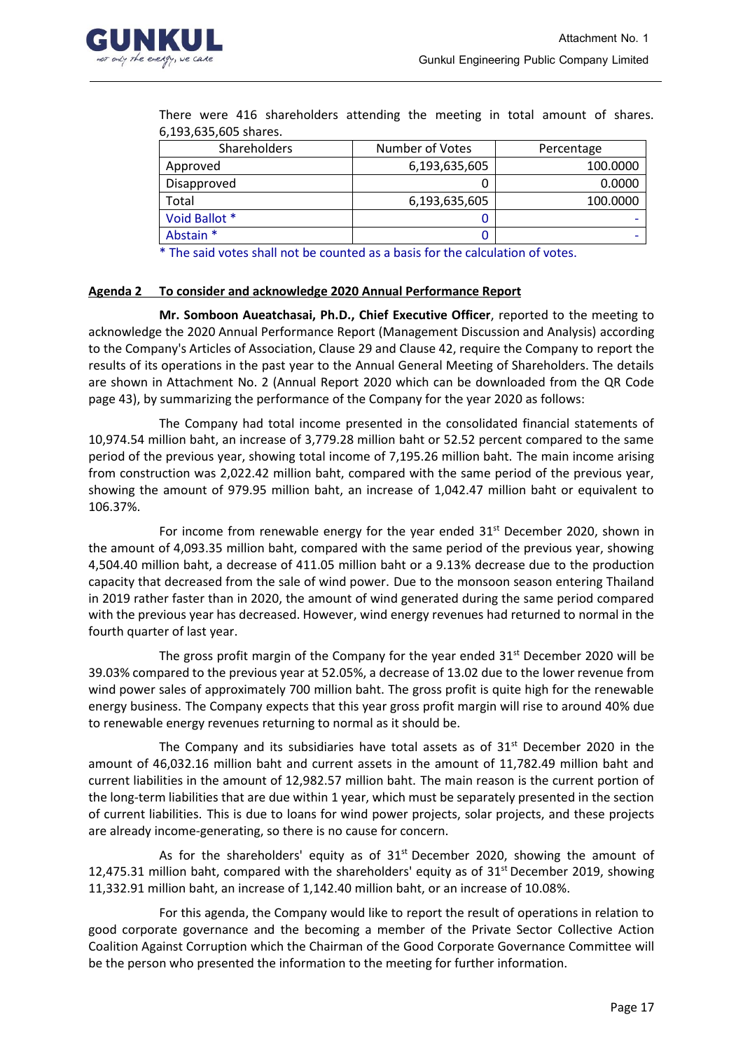There were 416 shareholders attending the meeting in total amount of shares. 6,193,635,605 shares.

| Shareholders | Number of Votes | Percentage |
|---|---|---|
| Approved | 6,193,635,605 | 100.0000 |
| Disapproved | 0 | 0.0000 |
| Total | 6,193,635,605 | 100.0000 |
| Void Ballot * | 0 | - |
| Abstain * | 0 | - |

\* The said votes shall not be counted as a basis for the calculation of votes.

**Agenda 2 To consider and acknowledge 2020 Annual Performance Report**

**Mr. Somboon Aueatchasai, Ph.D., Chief Executive Officer**, reported to the meeting to acknowledge the 2020 Annual Performance Report (Management Discussion and Analysis) according to the Company's Articles of Association, Clause 29 and Clause 42, require the Company to report the results of its operations in the past year to the Annual General Meeting of Shareholders. The details are shown in Attachment No. 2 (Annual Report 2020 which can be downloaded from the QR Code page 43), by summarizing the performance of the Company for the year 2020 as follows:

The Company had total income presented in the consolidated financial statements of 10,974.54 million baht, an increase of 3,779.28 million baht or 52.52 percent compared to the same period of the previous year, showing total income of 7,195.26 million baht. The main income arising from construction was 2,022.42 million baht, compared with the same period of the previous year, showing the amount of 979.95 million baht, an increase of 1,042.47 million baht or equivalent to 106.37%.

For income from renewable energy for the year ended 31st December 2020, shown in the amount of 4,093.35 million baht, compared with the same period of the previous year, showing 4,504.40 million baht, a decrease of 411.05 million baht or a 9.13% decrease due to the production capacity that decreased from the sale of wind power. Due to the monsoon season entering Thailand in 2019 rather faster than in 2020, the amount of wind generated during the same period compared with the previous year has decreased. However, wind energy revenues had returned to normal in the fourth quarter of last year.

The gross profit margin of the Company for the year ended 31st December 2020 will be 39.03% compared to the previous year at 52.05%, a decrease of 13.02 due to the lower revenue from wind power sales of approximately 700 million baht. The gross profit is quite high for the renewable energy business. The Company expects that this year gross profit margin will rise to around 40% due to renewable energy revenues returning to normal as it should be.

The Company and its subsidiaries have total assets as of 31st December 2020 in the amount of 46,032.16 million baht and current assets in the amount of 11,782.49 million baht and current liabilities in the amount of 12,982.57 million baht. The main reason is the current portion of the long-term liabilities that are due within 1 year, which must be separately presented in the section of current liabilities. This is due to loans for wind power projects, solar projects, and these projects are already income-generating, so there is no cause for concern.

As for the shareholders' equity as of 31st December 2020, showing the amount of 12,475.31 million baht, compared with the shareholders' equity as of 31st December 2019, showing 11,332.91 million baht, an increase of 1,142.40 million baht, or an increase of 10.08%.

For this agenda, the Company would like to report the result of operations in relation to good corporate governance and the becoming a member of the Private Sector Collective Action Coalition Against Corruption which the Chairman of the Good Corporate Governance Committee will be the person who presented the information to the meeting for further information.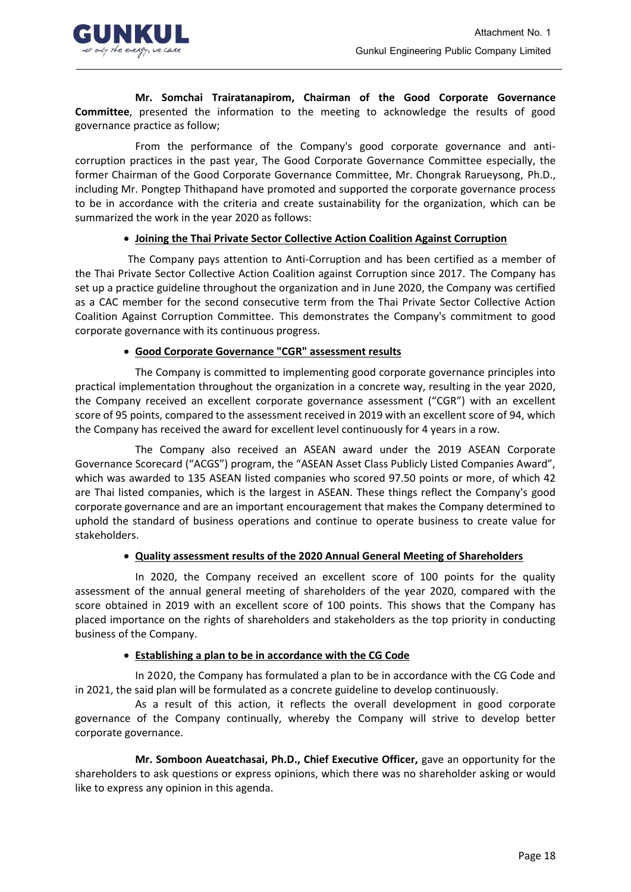**Mr. Somchai Trairatanapirom, Chairman of the Good Corporate Governance Committee**, presented the information to the meeting to acknowledge the results of good governance practice as follow;

From the performance of the Company's good corporate governance and anti-corruption practices in the past year, The Good Corporate Governance Committee especially, the former Chairman of the Good Corporate Governance Committee, Mr. Chongrak Rarueysong, Ph.D., including Mr. Pongtep Thithapand have promoted and supported the corporate governance process to be in accordance with the criteria and create sustainability for the organization, which can be summarized the work in the year 2020 as follows:

- **Joining the Thai Private Sector Collective Action Coalition Against Corruption**

The Company pays attention to Anti-Corruption and has been certified as a member of the Thai Private Sector Collective Action Coalition against Corruption since 2017. The Company has set up a practice guideline throughout the organization and in June 2020, the Company was certified as a CAC member for the second consecutive term from the Thai Private Sector Collective Action Coalition Against Corruption Committee. This demonstrates the Company's commitment to good corporate governance with its continuous progress.

- **Good Corporate Governance "CGR" assessment results**

The Company is committed to implementing good corporate governance principles into practical implementation throughout the organization in a concrete way, resulting in the year 2020, the Company received an excellent corporate governance assessment ("CGR") with an excellent score of 95 points, compared to the assessment received in 2019 with an excellent score of 94, which the Company has received the award for excellent level continuously for 4 years in a row.

The Company also received an ASEAN award under the 2019 ASEAN Corporate Governance Scorecard ("ACGS") program, the "ASEAN Asset Class Publicly Listed Companies Award", which was awarded to 135 ASEAN listed companies who scored 97.50 points or more, of which 42 are Thai listed companies, which is the largest in ASEAN. These things reflect the Company's good corporate governance and are an important encouragement that makes the Company determined to uphold the standard of business operations and continue to operate business to create value for stakeholders.

- **Quality assessment results of the 2020 Annual General Meeting of Shareholders**

In 2020, the Company received an excellent score of 100 points for the quality assessment of the annual general meeting of shareholders of the year 2020, compared with the score obtained in 2019 with an excellent score of 100 points. This shows that the Company has placed importance on the rights of shareholders and stakeholders as the top priority in conducting business of the Company.

- **Establishing a plan to be in accordance with the CG Code**

In 2020, the Company has formulated a plan to be in accordance with the CG Code and in 2021, the said plan will be formulated as a concrete guideline to develop continuously.

As a result of this action, it reflects the overall development in good corporate governance of the Company continually, whereby the Company will strive to develop better corporate governance.

**Mr. Somboon Aueatchasai, Ph.D., Chief Executive Officer,** gave an opportunity for the shareholders to ask questions or express opinions, which there was no shareholder asking or would like to express any opinion in this agenda.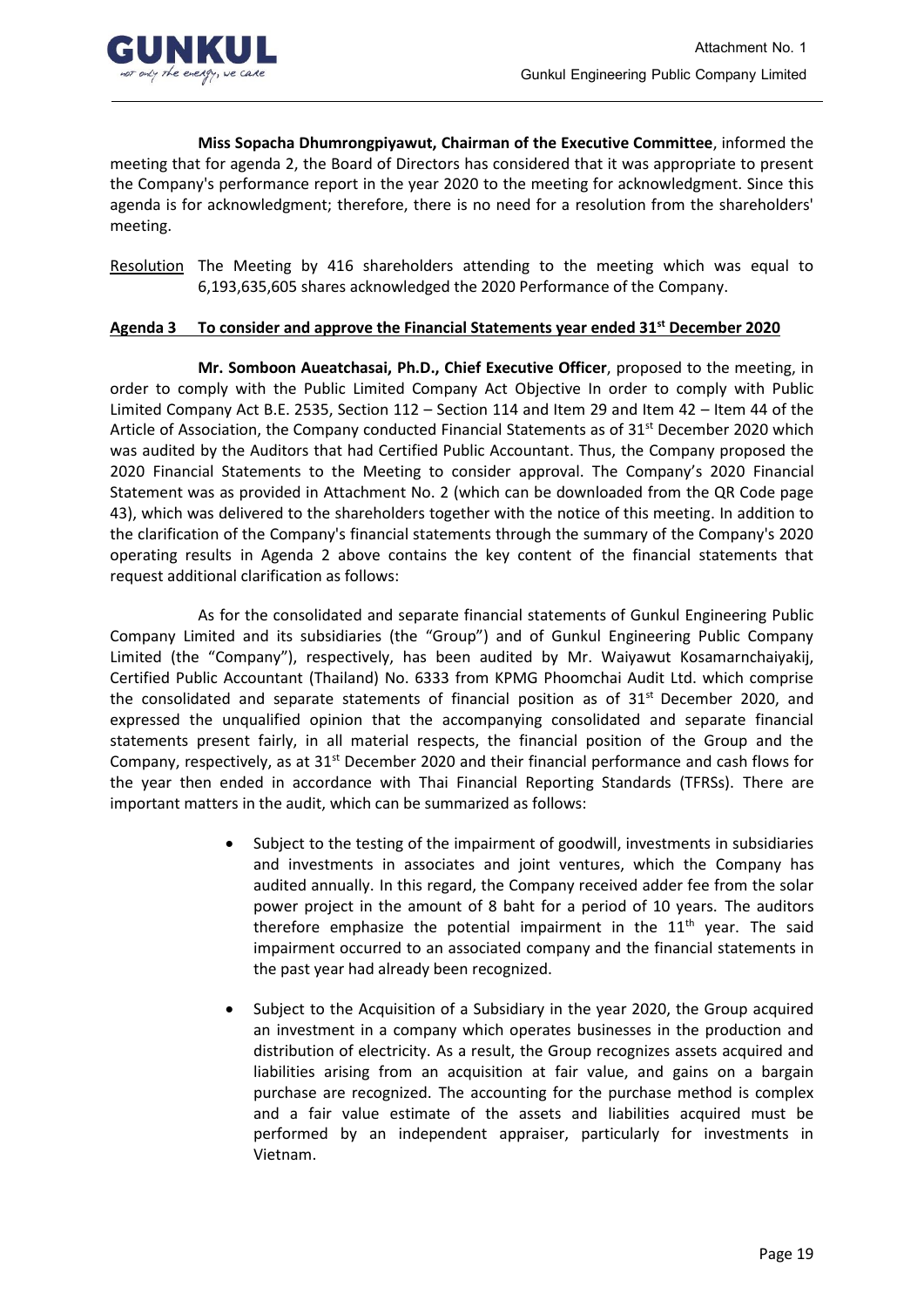**Miss Sopacha Dhumrongpiyawut, Chairman of the Executive Committee**, informed the meeting that for agenda 2, the Board of Directors has considered that it was appropriate to present the Company's performance report in the year 2020 to the meeting for acknowledgment. Since this agenda is for acknowledgment; therefore, there is no need for a resolution from the shareholders' meeting.

Resolution The Meeting by 416 shareholders attending to the meeting which was equal to 6,193,635,605 shares acknowledged the 2020 Performance of the Company.

**Agenda 3 To consider and approve the Financial Statements year ended 31st December 2020**

**Mr. Somboon Aueatchasai, Ph.D., Chief Executive Officer**, proposed to the meeting, in order to comply with the Public Limited Company Act Objective In order to comply with Public Limited Company Act B.E. 2535, Section 112 – Section 114 and Item 29 and Item 42 – Item 44 of the Article of Association, the Company conducted Financial Statements as of 31st December 2020 which was audited by the Auditors that had Certified Public Accountant. Thus, the Company proposed the 2020 Financial Statements to the Meeting to consider approval. The Company's 2020 Financial Statement was as provided in Attachment No. 2 (which can be downloaded from the QR Code page 43), which was delivered to the shareholders together with the notice of this meeting. In addition to the clarification of the Company's financial statements through the summary of the Company's 2020 operating results in Agenda 2 above contains the key content of the financial statements that request additional clarification as follows:

As for the consolidated and separate financial statements of Gunkul Engineering Public Company Limited and its subsidiaries (the "Group") and of Gunkul Engineering Public Company Limited (the "Company"), respectively, has been audited by Mr. Waiyawut Kosamarnchaiyakij, Certified Public Accountant (Thailand) No. 6333 from KPMG Phoomchai Audit Ltd. which comprise the consolidated and separate statements of financial position as of 31st December 2020, and expressed the unqualified opinion that the accompanying consolidated and separate financial statements present fairly, in all material respects, the financial position of the Group and the Company, respectively, as at 31st December 2020 and their financial performance and cash flows for the year then ended in accordance with Thai Financial Reporting Standards (TFRSs). There are important matters in the audit, which can be summarized as follows:

- Subject to the testing of the impairment of goodwill, investments in subsidiaries and investments in associates and joint ventures, which the Company has audited annually. In this regard, the Company received adder fee from the solar power project in the amount of 8 baht for a period of 10 years. The auditors therefore emphasize the potential impairment in the 11th year. The said impairment occurred to an associated company and the financial statements in the past year had already been recognized.

- Subject to the Acquisition of a Subsidiary in the year 2020, the Group acquired an investment in a company which operates businesses in the production and distribution of electricity. As a result, the Group recognizes assets acquired and liabilities arising from an acquisition at fair value, and gains on a bargain purchase are recognized. The accounting for the purchase method is complex and a fair value estimate of the assets and liabilities acquired must be performed by an independent appraiser, particularly for investments in Vietnam.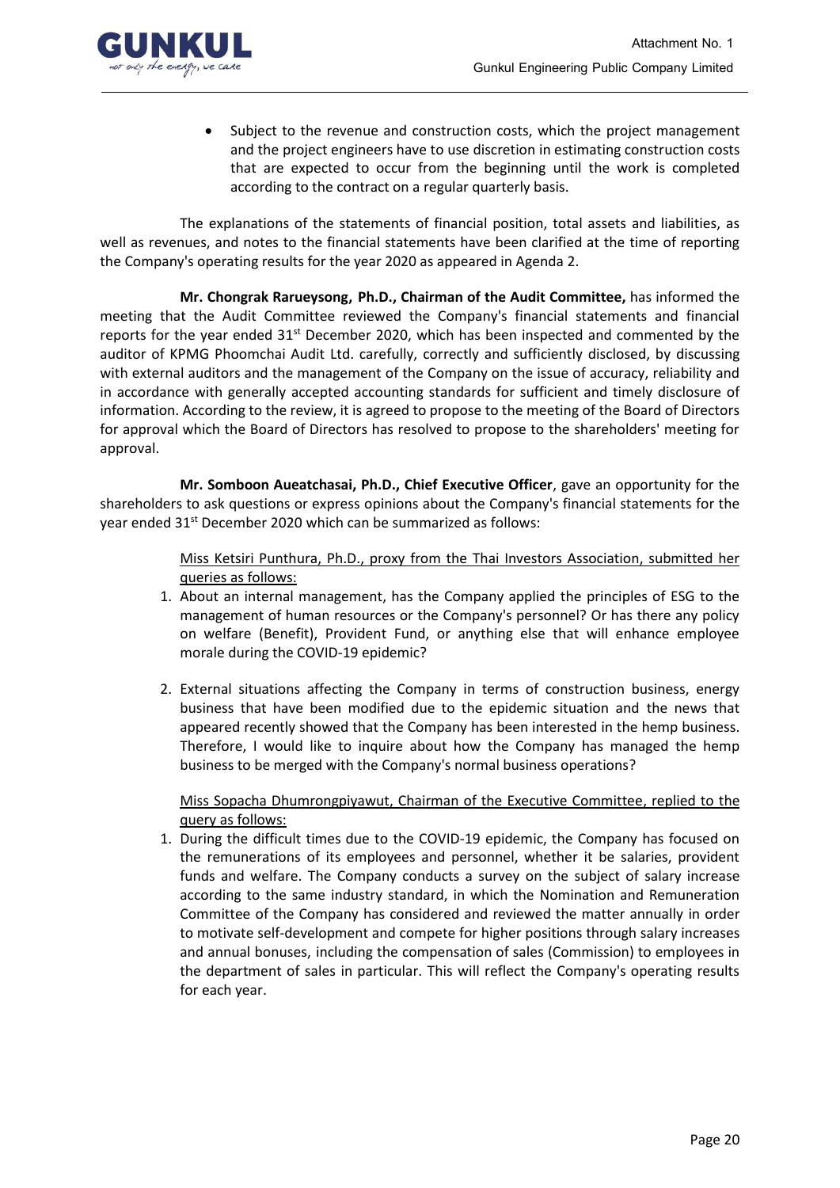- Subject to the revenue and construction costs, which the project management and the project engineers have to use discretion in estimating construction costs that are expected to occur from the beginning until the work is completed according to the contract on a regular quarterly basis.

The explanations of the statements of financial position, total assets and liabilities, as well as revenues, and notes to the financial statements have been clarified at the time of reporting the Company's operating results for the year 2020 as appeared in Agenda 2.

**Mr. Chongrak Rarueysong, Ph.D., Chairman of the Audit Committee,** has informed the meeting that the Audit Committee reviewed the Company's financial statements and financial reports for the year ended 31st December 2020, which has been inspected and commented by the auditor of KPMG Phoomchai Audit Ltd. carefully, correctly and sufficiently disclosed, by discussing with external auditors and the management of the Company on the issue of accuracy, reliability and in accordance with generally accepted accounting standards for sufficient and timely disclosure of information. According to the review, it is agreed to propose to the meeting of the Board of Directors for approval which the Board of Directors has resolved to propose to the shareholders' meeting for approval.

**Mr. Somboon Aueatchasai, Ph.D., Chief Executive Officer**, gave an opportunity for the shareholders to ask questions or express opinions about the Company's financial statements for the year ended 31st December 2020 which can be summarized as follows:

Miss Ketsiri Punthura, Ph.D., proxy from the Thai Investors Association, submitted her queries as follows:

1. About an internal management, has the Company applied the principles of ESG to the management of human resources or the Company's personnel? Or has there any policy on welfare (Benefit), Provident Fund, or anything else that will enhance employee morale during the COVID-19 epidemic?

2. External situations affecting the Company in terms of construction business, energy business that have been modified due to the epidemic situation and the news that appeared recently showed that the Company has been interested in the hemp business. Therefore, I would like to inquire about how the Company has managed the hemp business to be merged with the Company's normal business operations?

Miss Sopacha Dhumrongpiyawut, Chairman of the Executive Committee, replied to the query as follows:

1. During the difficult times due to the COVID-19 epidemic, the Company has focused on the remunerations of its employees and personnel, whether it be salaries, provident funds and welfare. The Company conducts a survey on the subject of salary increase according to the same industry standard, in which the Nomination and Remuneration Committee of the Company has considered and reviewed the matter annually in order to motivate self-development and compete for higher positions through salary increases and annual bonuses, including the compensation of sales (Commission) to employees in the department of sales in particular. This will reflect the Company's operating results for each year.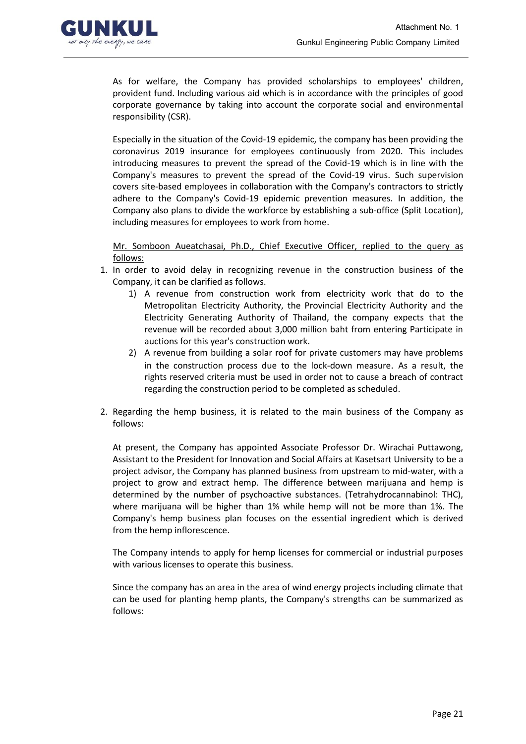As for welfare, the Company has provided scholarships to employees' children, provident fund. Including various aid which is in accordance with the principles of good corporate governance by taking into account the corporate social and environmental responsibility (CSR).

Especially in the situation of the Covid-19 epidemic, the company has been providing the coronavirus 2019 insurance for employees continuously from 2020. This includes introducing measures to prevent the spread of the Covid-19 which is in line with the Company's measures to prevent the spread of the Covid-19 virus. Such supervision covers site-based employees in collaboration with the Company's contractors to strictly adhere to the Company's Covid-19 epidemic prevention measures. In addition, the Company also plans to divide the workforce by establishing a sub-office (Split Location), including measures for employees to work from home.

<u>Mr. Somboon Aueatchasai, Ph.D., Chief Executive Officer, replied to the query as follows:</u>

1. In order to avoid delay in recognizing revenue in the construction business of the Company, it can be clarified as follows.
   1) A revenue from construction work from electricity work that do to the Metropolitan Electricity Authority, the Provincial Electricity Authority and the Electricity Generating Authority of Thailand, the company expects that the revenue will be recorded about 3,000 million baht from entering Participate in auctions for this year's construction work.
   2) A revenue from building a solar roof for private customers may have problems in the construction process due to the lock-down measure. As a result, the rights reserved criteria must be used in order not to cause a breach of contract regarding the construction period to be completed as scheduled.

2. Regarding the hemp business, it is related to the main business of the Company as follows:

   At present, the Company has appointed Associate Professor Dr. Wirachai Puttawong, Assistant to the President for Innovation and Social Affairs at Kasetsart University to be a project advisor, the Company has planned business from upstream to mid-water, with a project to grow and extract hemp. The difference between marijuana and hemp is determined by the number of psychoactive substances. (Tetrahydrocannabinol: THC), where marijuana will be higher than 1% while hemp will not be more than 1%. The Company's hemp business plan focuses on the essential ingredient which is derived from the hemp inflorescence.

   The Company intends to apply for hemp licenses for commercial or industrial purposes with various licenses to operate this business.

   Since the company has an area in the area of wind energy projects including climate that can be used for planting hemp plants, the Company's strengths can be summarized as follows: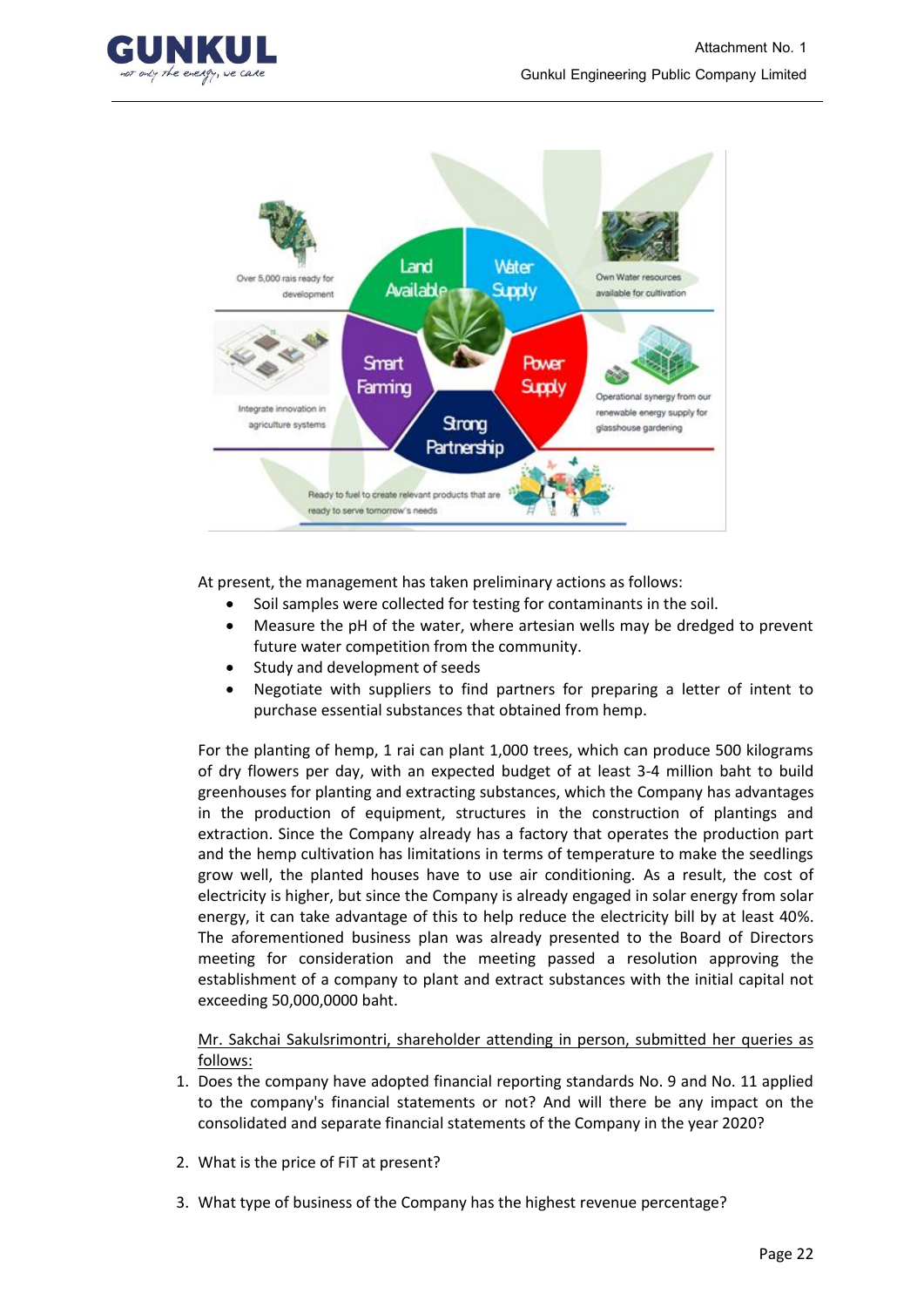Over 5,000 rais ready for development

Land Available

Water Supply

Own Water resources available for cultivation

Integrate innovation in agriculture systems

Smart Farming

Power Supply

Operational synergy from our renewable energy supply for glasshouse gardening

Strong Partnership

Ready to fuel to create relevant products that are ready to serve tomorrow's needs

At present, the management has taken preliminary actions as follows:

- Soil samples were collected for testing for contaminants in the soil.
- Measure the pH of the water, where artesian wells may be dredged to prevent future water competition from the community.
- Study and development of seeds
- Negotiate with suppliers to find partners for preparing a letter of intent to purchase essential substances that obtained from hemp.

For the planting of hemp, 1 rai can plant 1,000 trees, which can produce 500 kilograms of dry flowers per day, with an expected budget of at least 3-4 million baht to build greenhouses for planting and extracting substances, which the Company has advantages in the production of equipment, structures in the construction of plantings and extraction. Since the Company already has a factory that operates the production part and the hemp cultivation has limitations in terms of temperature to make the seedlings grow well, the planted houses have to use air conditioning. As a result, the cost of electricity is higher, but since the Company is already engaged in solar energy from solar energy, it can take advantage of this to help reduce the electricity bill by at least 40%. The aforementioned business plan was already presented to the Board of Directors meeting for consideration and the meeting passed a resolution approving the establishment of a company to plant and extract substances with the initial capital not exceeding 50,000,0000 baht.

<u>Mr. Sakchai Sakulsrimontri, shareholder attending in person, submitted her queries as follows:</u>

1. Does the company have adopted financial reporting standards No. 9 and No. 11 applied to the company's financial statements or not? And will there be any impact on the consolidated and separate financial statements of the Company in the year 2020?

2. What is the price of FiT at present?

3. What type of business of the Company has the highest revenue percentage?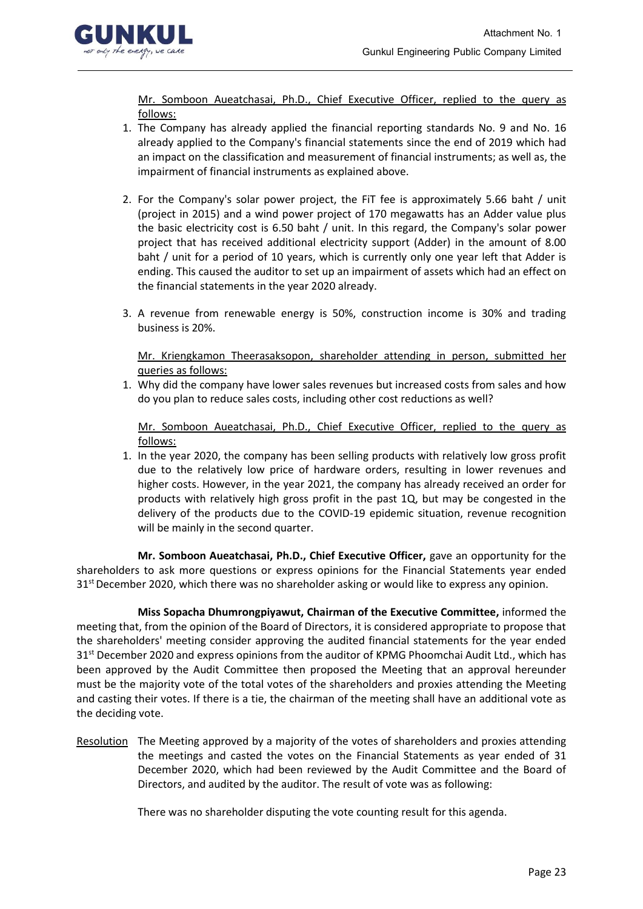Mr. Somboon Aueatchasai, Ph.D., Chief Executive Officer, replied to the query as follows:

1. The Company has already applied the financial reporting standards No. 9 and No. 16 already applied to the Company's financial statements since the end of 2019 which had an impact on the classification and measurement of financial instruments; as well as, the impairment of financial instruments as explained above.

2. For the Company's solar power project, the FiT fee is approximately 5.66 baht / unit (project in 2015) and a wind power project of 170 megawatts has an Adder value plus the basic electricity cost is 6.50 baht / unit. In this regard, the Company's solar power project that has received additional electricity support (Adder) in the amount of 8.00 baht / unit for a period of 10 years, which is currently only one year left that Adder is ending. This caused the auditor to set up an impairment of assets which had an effect on the financial statements in the year 2020 already.

3. A revenue from renewable energy is 50%, construction income is 30% and trading business is 20%.

Mr. Kriengkamon Theerasaksopon, shareholder attending in person, submitted her queries as follows:

1. Why did the company have lower sales revenues but increased costs from sales and how do you plan to reduce sales costs, including other cost reductions as well?

Mr. Somboon Aueatchasai, Ph.D., Chief Executive Officer, replied to the query as follows:

1. In the year 2020, the company has been selling products with relatively low gross profit due to the relatively low price of hardware orders, resulting in lower revenues and higher costs. However, in the year 2021, the company has already received an order for products with relatively high gross profit in the past 1Q, but may be congested in the delivery of the products due to the COVID-19 epidemic situation, revenue recognition will be mainly in the second quarter.

**Mr. Somboon Aueatchasai, Ph.D., Chief Executive Officer,** gave an opportunity for the shareholders to ask more questions or express opinions for the Financial Statements year ended 31st December 2020, which there was no shareholder asking or would like to express any opinion.

**Miss Sopacha Dhumrongpiyawut, Chairman of the Executive Committee,** informed the meeting that, from the opinion of the Board of Directors, it is considered appropriate to propose that the shareholders' meeting consider approving the audited financial statements for the year ended 31st December 2020 and express opinions from the auditor of KPMG Phoomchai Audit Ltd., which has been approved by the Audit Committee then proposed the Meeting that an approval hereunder must be the majority vote of the total votes of the shareholders and proxies attending the Meeting and casting their votes. If there is a tie, the chairman of the meeting shall have an additional vote as the deciding vote.

Resolution The Meeting approved by a majority of the votes of shareholders and proxies attending the meetings and casted the votes on the Financial Statements as year ended of 31 December 2020, which had been reviewed by the Audit Committee and the Board of Directors, and audited by the auditor. The result of vote was as following:

There was no shareholder disputing the vote counting result for this agenda.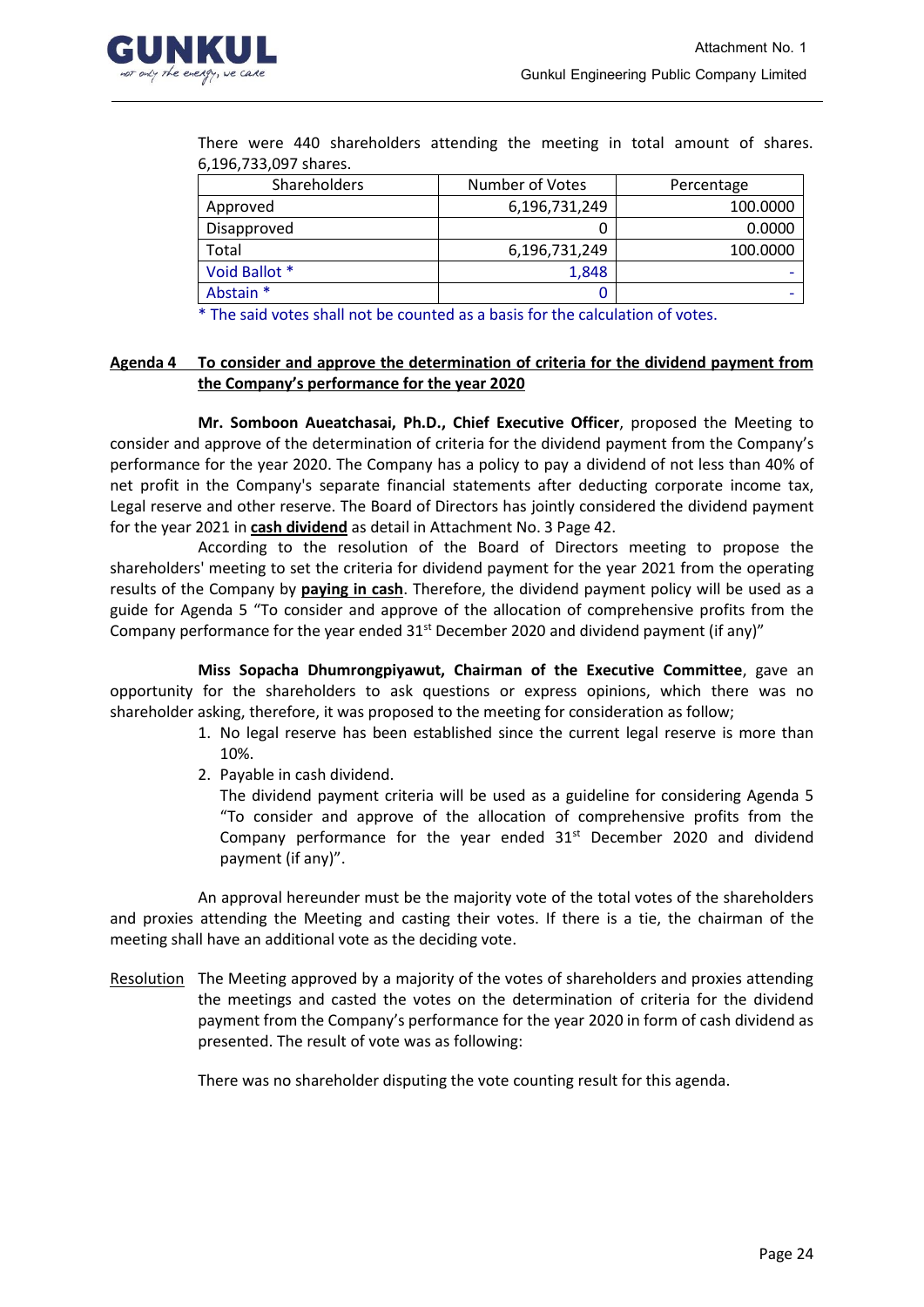There were 440 shareholders attending the meeting in total amount of shares. 6,196,733,097 shares.

| Shareholders | Number of Votes | Percentage |
|---|---|---|
| Approved | 6,196,731,249 | 100.0000 |
| Disapproved | 0 | 0.0000 |
| Total | 6,196,731,249 | 100.0000 |
| Void Ballot * | 1,848 | - |
| Abstain * | 0 | - |

* The said votes shall not be counted as a basis for the calculation of votes.

**<u>Agenda 4 To consider and approve the determination of criteria for the dividend payment from the Company's performance for the year 2020</u>**

**Mr. Somboon Aueatchasai, Ph.D., Chief Executive Officer**, proposed the Meeting to consider and approve of the determination of criteria for the dividend payment from the Company's performance for the year 2020. The Company has a policy to pay a dividend of not less than 40% of net profit in the Company's separate financial statements after deducting corporate income tax, Legal reserve and other reserve. The Board of Directors has jointly considered the dividend payment for the year 2021 in **<u>cash dividend</u>** as detail in Attachment No. 3 Page 42.

According to the resolution of the Board of Directors meeting to propose the shareholders' meeting to set the criteria for dividend payment for the year 2021 from the operating results of the Company by **<u>paying in cash</u>**. Therefore, the dividend payment policy will be used as a guide for Agenda 5 "To consider and approve of the allocation of comprehensive profits from the Company performance for the year ended 31st December 2020 and dividend payment (if any)"

**Miss Sopacha Dhumrongpiyawut, Chairman of the Executive Committee**, gave an opportunity for the shareholders to ask questions or express opinions, which there was no shareholder asking, therefore, it was proposed to the meeting for consideration as follow;

1. No legal reserve has been established since the current legal reserve is more than 10%.
2. Payable in cash dividend.

   The dividend payment criteria will be used as a guideline for considering Agenda 5 "To consider and approve of the allocation of comprehensive profits from the Company performance for the year ended 31st December 2020 and dividend payment (if any)".

An approval hereunder must be the majority vote of the total votes of the shareholders and proxies attending the Meeting and casting their votes. If there is a tie, the chairman of the meeting shall have an additional vote as the deciding vote.

<u>Resolution</u> The Meeting approved by a majority of the votes of shareholders and proxies attending the meetings and casted the votes on the determination of criteria for the dividend payment from the Company's performance for the year 2020 in form of cash dividend as presented. The result of vote was as following:

There was no shareholder disputing the vote counting result for this agenda.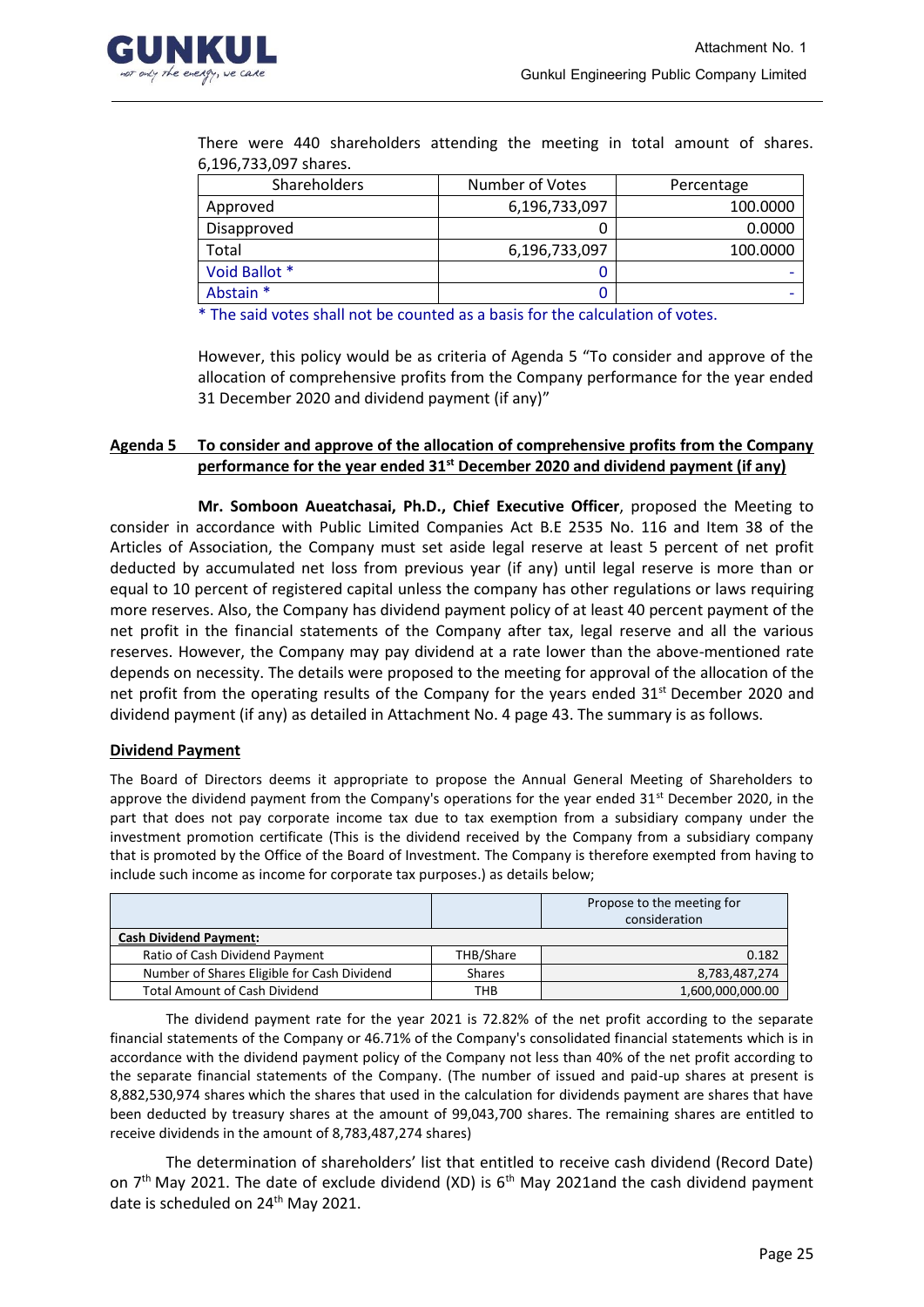There were 440 shareholders attending the meeting in total amount of shares. 6,196,733,097 shares.

| Shareholders | Number of Votes | Percentage |
|---|---|---|
| Approved | 6,196,733,097 | 100.0000 |
| Disapproved | 0 | 0.0000 |
| Total | 6,196,733,097 | 100.0000 |
| Void Ballot * | 0 | - |
| Abstain * | 0 | - |

\* The said votes shall not be counted as a basis for the calculation of votes.

However, this policy would be as criteria of Agenda 5 "To consider and approve of the allocation of comprehensive profits from the Company performance for the year ended 31 December 2020 and dividend payment (if any)"

**Agenda 5 To consider and approve of the allocation of comprehensive profits from the Company performance for the year ended 31st December 2020 and dividend payment (if any)**

**Mr. Somboon Aueatchasai, Ph.D., Chief Executive Officer**, proposed the Meeting to consider in accordance with Public Limited Companies Act B.E 2535 No. 116 and Item 38 of the Articles of Association, the Company must set aside legal reserve at least 5 percent of net profit deducted by accumulated net loss from previous year (if any) until legal reserve is more than or equal to 10 percent of registered capital unless the company has other regulations or laws requiring more reserves. Also, the Company has dividend payment policy of at least 40 percent payment of the net profit in the financial statements of the Company after tax, legal reserve and all the various reserves. However, the Company may pay dividend at a rate lower than the above-mentioned rate depends on necessity. The details were proposed to the meeting for approval of the allocation of the net profit from the operating results of the Company for the years ended 31st December 2020 and dividend payment (if any) as detailed in Attachment No. 4 page 43. The summary is as follows.

**Dividend Payment**

The Board of Directors deems it appropriate to propose the Annual General Meeting of Shareholders to approve the dividend payment from the Company's operations for the year ended 31st December 2020, in the part that does not pay corporate income tax due to tax exemption from a subsidiary company under the investment promotion certificate (This is the dividend received by the Company from a subsidiary company that is promoted by the Office of the Board of Investment. The Company is therefore exempted from having to include such income as income for corporate tax purposes.) as details below;

| | | Propose to the meeting for consideration |
|---|---|---|
| **Cash Dividend Payment:** | | |
| Ratio of Cash Dividend Payment | THB/Share | 0.182 |
| Number of Shares Eligible for Cash Dividend | Shares | 8,783,487,274 |
| Total Amount of Cash Dividend | THB | 1,600,000,000.00 |

The dividend payment rate for the year 2021 is 72.82% of the net profit according to the separate financial statements of the Company or 46.71% of the Company's consolidated financial statements which is in accordance with the dividend payment policy of the Company not less than 40% of the net profit according to the separate financial statements of the Company. (The number of issued and paid-up shares at present is 8,882,530,974 shares which the shares that used in the calculation for dividends payment are shares that have been deducted by treasury shares at the amount of 99,043,700 shares. The remaining shares are entitled to receive dividends in the amount of 8,783,487,274 shares)

The determination of shareholders' list that entitled to receive cash dividend (Record Date) on 7th May 2021. The date of exclude dividend (XD) is 6th May 2021and the cash dividend payment date is scheduled on 24th May 2021.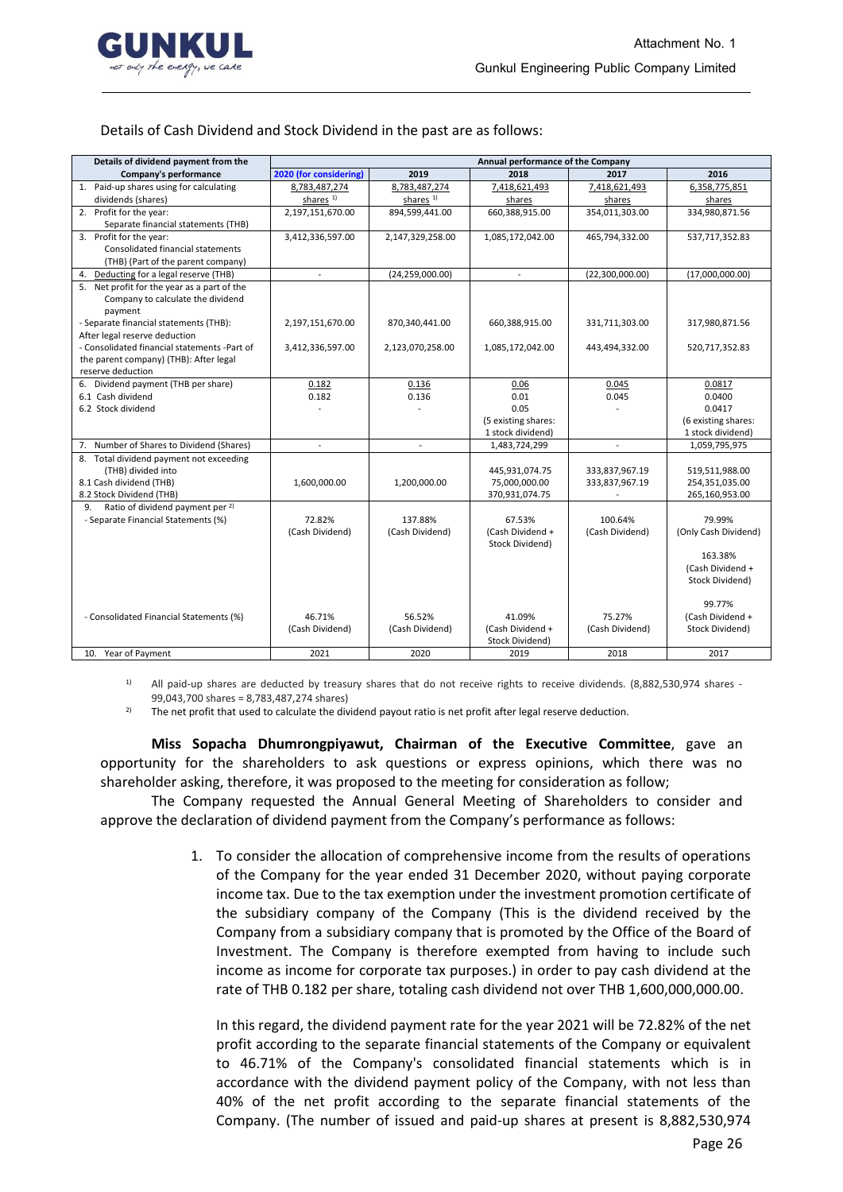Details of Cash Dividend and Stock Dividend in the past are as follows:

| Details of dividend payment from the Company's performance | Annual performance of the Company | | | | |
|---|---|---|---|---|---|
| | 2020 (for considering) | 2019 | 2018 | 2017 | 2016 |
| 1. Paid-up shares using for calculating dividends (shares) | 8,783,487,274 shares [1] | 8,783,487,274 shares [1] | 7,418,621,493 shares | 7,418,621,493 shares | 6,358,775,851 shares |
| 2. Profit for the year: Separate financial statements (THB) | 2,197,151,670.00 | 894,599,441.00 | 660,388,915.00 | 354,011,303.00 | 334,980,871.56 |
| 3. Profit for the year: Consolidated financial statements (THB) (Part of the parent company) | 3,412,336,597.00 | 2,147,329,258.00 | 1,085,172,042.00 | 465,794,332.00 | 537,717,352.83 |
| 4. Deducting for a legal reserve (THB) | - | (24,259,000.00) | - | (22,300,000.00) | (17,000,000.00) |
| 5. Net profit for the year as a part of the Company to calculate the dividend payment | | | | | |
| - Separate financial statements (THB): After legal reserve deduction | 2,197,151,670.00 | 870,340,441.00 | 660,388,915.00 | 331,711,303.00 | 317,980,871.56 |
| - Consolidated financial statements -Part of the parent company) (THB): After legal reserve deduction | 3,412,336,597.00 | 2,123,070,258.00 | 1,085,172,042.00 | 443,494,332.00 | 520,717,352.83 |
| 6. Dividend payment (THB per share) | 0.182 | 0.136 | 0.06 | 0.045 | 0.0817 |
| 6.1 Cash dividend | 0.182 | 0.136 | 0.01 | 0.045 | 0.0400 |
| 6.2 Stock dividend | - | - | 0.05 (5 existing shares: 1 stock dividend) | - | 0.0417 (6 existing shares: 1 stock dividend) |
| 7. Number of Shares to Dividend (Shares) | - | - | 1,483,724,299 | - | 1,059,795,975 |
| 8. Total dividend payment not exceeding (THB) divided into | | | 445,931,074.75 | 333,837,967.19 | 519,511,988.00 |
| 8.1 Cash dividend (THB) | 1,600,000.00 | 1,200,000.00 | 75,000,000.00 | 333,837,967.19 | 254,351,035.00 |
| 8.2 Stock Dividend (THB) | | | 370,931,074.75 | - | 265,160,953.00 |
| 9. Ratio of dividend payment per [2] | | | | | |
| - Separate Financial Statements (%) | 72.82% (Cash Dividend) | 137.88% (Cash Dividend) | 67.53% (Cash Dividend + Stock Dividend) | 100.64% (Cash Dividend) | 79.99% (Only Cash Dividend) 163.38% (Cash Dividend + Stock Dividend) |
| - Consolidated Financial Statements (%) | 46.71% (Cash Dividend) | 56.52% (Cash Dividend) | 41.09% (Cash Dividend + Stock Dividend) | 75.27% (Cash Dividend) | 99.77% (Cash Dividend + Stock Dividend) |
| 10. Year of Payment | 2021 | 2020 | 2019 | 2018 | 2017 |

[1] All paid-up shares are deducted by treasury shares that do not receive rights to receive dividends. (8,882,530,974 shares - 99,043,700 shares = 8,783,487,274 shares)

[2] The net profit that used to calculate the dividend payout ratio is net profit after legal reserve deduction.

**Miss Sopacha Dhumrongpiyawut, Chairman of the Executive Committee**, gave an opportunity for the shareholders to ask questions or express opinions, which there was no shareholder asking, therefore, it was proposed to the meeting for consideration as follow;

The Company requested the Annual General Meeting of Shareholders to consider and approve the declaration of dividend payment from the Company's performance as follows:

1. To consider the allocation of comprehensive income from the results of operations of the Company for the year ended 31 December 2020, without paying corporate income tax. Due to the tax exemption under the investment promotion certificate of the subsidiary company of the Company (This is the dividend received by the Company from a subsidiary company that is promoted by the Office of the Board of Investment. The Company is therefore exempted from having to include such income as income for corporate tax purposes.) in order to pay cash dividend at the rate of THB 0.182 per share, totaling cash dividend not over THB 1,600,000,000.00.

   In this regard, the dividend payment rate for the year 2021 will be 72.82% of the net profit according to the separate financial statements of the Company or equivalent to 46.71% of the Company's consolidated financial statements which is in accordance with the dividend payment policy of the Company, with not less than 40% of the net profit according to the separate financial statements of the Company. (The number of issued and paid-up shares at present is 8,882,530,974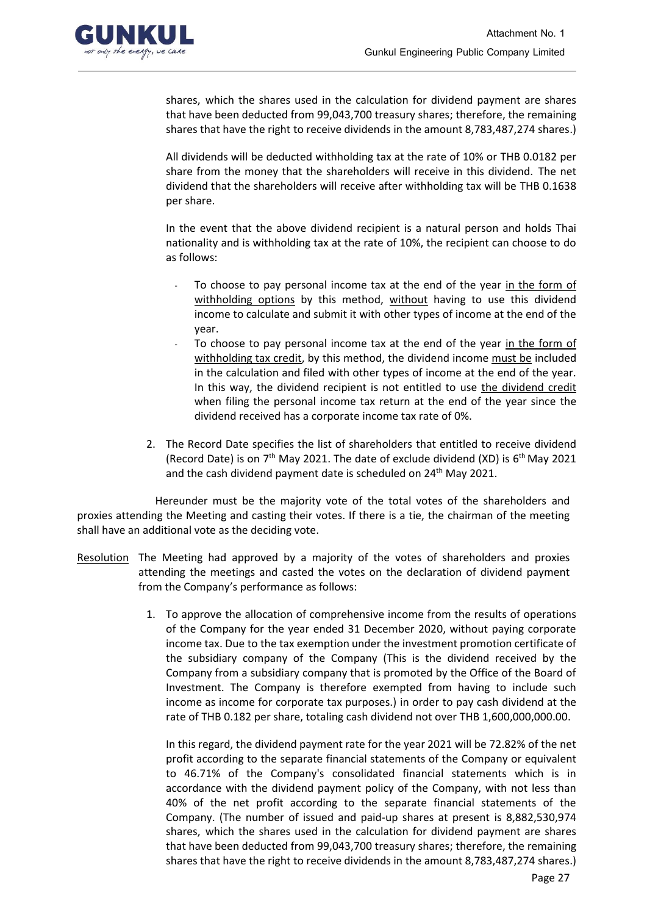shares, which the shares used in the calculation for dividend payment are shares that have been deducted from 99,043,700 treasury shares; therefore, the remaining shares that have the right to receive dividends in the amount 8,783,487,274 shares.)

All dividends will be deducted withholding tax at the rate of 10% or THB 0.0182 per share from the money that the shareholders will receive in this dividend. The net dividend that the shareholders will receive after withholding tax will be THB 0.1638 per share.

In the event that the above dividend recipient is a natural person and holds Thai nationality and is withholding tax at the rate of 10%, the recipient can choose to do as follows:

- To choose to pay personal income tax at the end of the year in the form of withholding options by this method, without having to use this dividend income to calculate and submit it with other types of income at the end of the year.
- To choose to pay personal income tax at the end of the year in the form of withholding tax credit, by this method, the dividend income must be included in the calculation and filed with other types of income at the end of the year. In this way, the dividend recipient is not entitled to use the dividend credit when filing the personal income tax return at the end of the year since the dividend received has a corporate income tax rate of 0%.

2. The Record Date specifies the list of shareholders that entitled to receive dividend (Record Date) is on 7th May 2021. The date of exclude dividend (XD) is 6th May 2021 and the cash dividend payment date is scheduled on 24th May 2021.

Hereunder must be the majority vote of the total votes of the shareholders and proxies attending the Meeting and casting their votes. If there is a tie, the chairman of the meeting shall have an additional vote as the deciding vote.

Resolution The Meeting had approved by a majority of the votes of shareholders and proxies attending the meetings and casted the votes on the declaration of dividend payment from the Company's performance as follows:

1. To approve the allocation of comprehensive income from the results of operations of the Company for the year ended 31 December 2020, without paying corporate income tax. Due to the tax exemption under the investment promotion certificate of the subsidiary company of the Company (This is the dividend received by the Company from a subsidiary company that is promoted by the Office of the Board of Investment. The Company is therefore exempted from having to include such income as income for corporate tax purposes.) in order to pay cash dividend at the rate of THB 0.182 per share, totaling cash dividend not over THB 1,600,000,000.00.

   In this regard, the dividend payment rate for the year 2021 will be 72.82% of the net profit according to the separate financial statements of the Company or equivalent to 46.71% of the Company's consolidated financial statements which is in accordance with the dividend payment policy of the Company, with not less than 40% of the net profit according to the separate financial statements of the Company. (The number of issued and paid-up shares at present is 8,882,530,974 shares, which the shares used in the calculation for dividend payment are shares that have been deducted from 99,043,700 treasury shares; therefore, the remaining shares that have the right to receive dividends in the amount 8,783,487,274 shares.)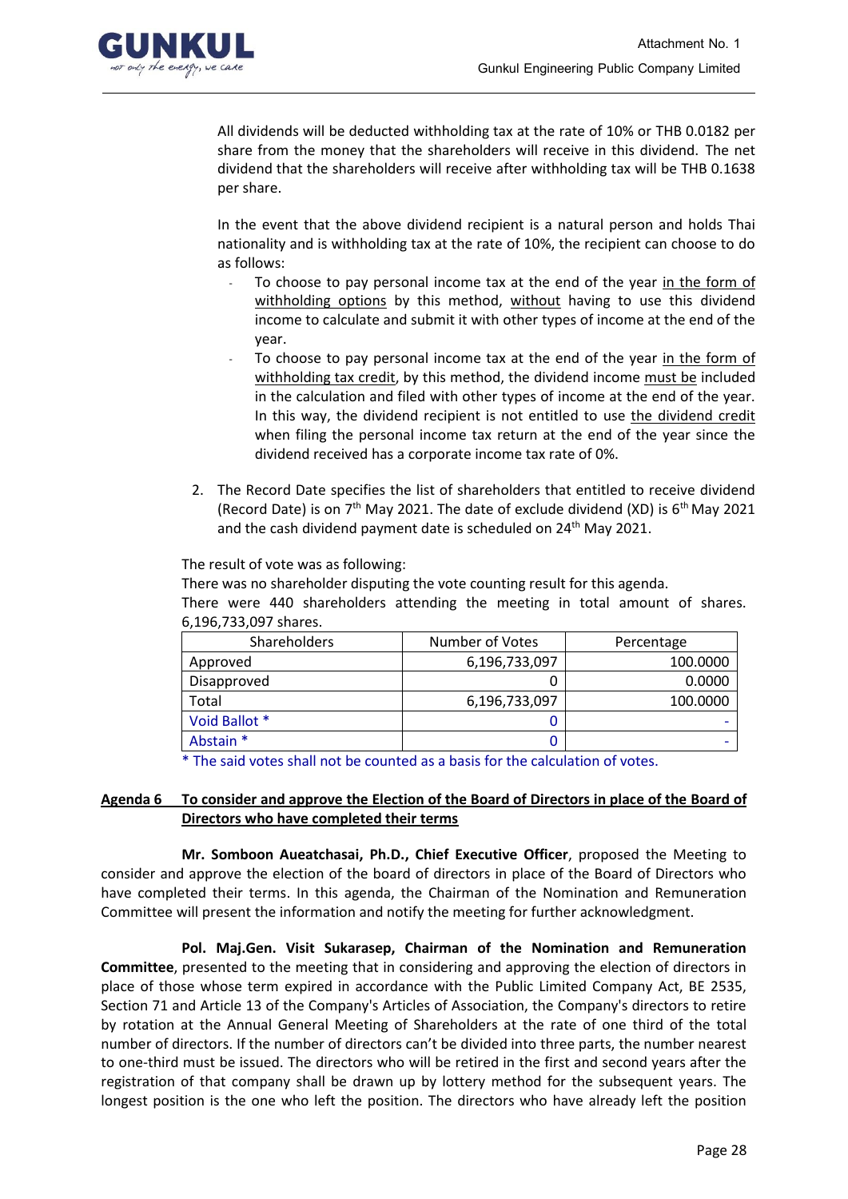All dividends will be deducted withholding tax at the rate of 10% or THB 0.0182 per share from the money that the shareholders will receive in this dividend. The net dividend that the shareholders will receive after withholding tax will be THB 0.1638 per share.

In the event that the above dividend recipient is a natural person and holds Thai nationality and is withholding tax at the rate of 10%, the recipient can choose to do as follows:

- To choose to pay personal income tax at the end of the year in the form of withholding options by this method, without having to use this dividend income to calculate and submit it with other types of income at the end of the year.
- To choose to pay personal income tax at the end of the year in the form of withholding tax credit, by this method, the dividend income must be included in the calculation and filed with other types of income at the end of the year. In this way, the dividend recipient is not entitled to use the dividend credit when filing the personal income tax return at the end of the year since the dividend received has a corporate income tax rate of 0%.

2. The Record Date specifies the list of shareholders that entitled to receive dividend (Record Date) is on 7th May 2021. The date of exclude dividend (XD) is 6th May 2021 and the cash dividend payment date is scheduled on 24th May 2021.

The result of vote was as following:
There was no shareholder disputing the vote counting result for this agenda.
There were 440 shareholders attending the meeting in total amount of shares. 6,196,733,097 shares.

| Shareholders | Number of Votes | Percentage |
|---|---|---|
| Approved | 6,196,733,097 | 100.0000 |
| Disapproved | 0 | 0.0000 |
| Total | 6,196,733,097 | 100.0000 |
| Void Ballot * | 0 | - |
| Abstain * | 0 | - |

* The said votes shall not be counted as a basis for the calculation of votes.

**Agenda 6 To consider and approve the Election of the Board of Directors in place of the Board of Directors who have completed their terms**

**Mr. Somboon Aueatchasai, Ph.D., Chief Executive Officer**, proposed the Meeting to consider and approve the election of the board of directors in place of the Board of Directors who have completed their terms. In this agenda, the Chairman of the Nomination and Remuneration Committee will present the information and notify the meeting for further acknowledgment.

**Pol. Maj.Gen. Visit Sukarasep, Chairman of the Nomination and Remuneration Committee**, presented to the meeting that in considering and approving the election of directors in place of those whose term expired in accordance with the Public Limited Company Act, BE 2535, Section 71 and Article 13 of the Company's Articles of Association, the Company's directors to retire by rotation at the Annual General Meeting of Shareholders at the rate of one third of the total number of directors. If the number of directors can't be divided into three parts, the number nearest to one-third must be issued. The directors who will be retired in the first and second years after the registration of that company shall be drawn up by lottery method for the subsequent years. The longest position is the one who left the position. The directors who have already left the position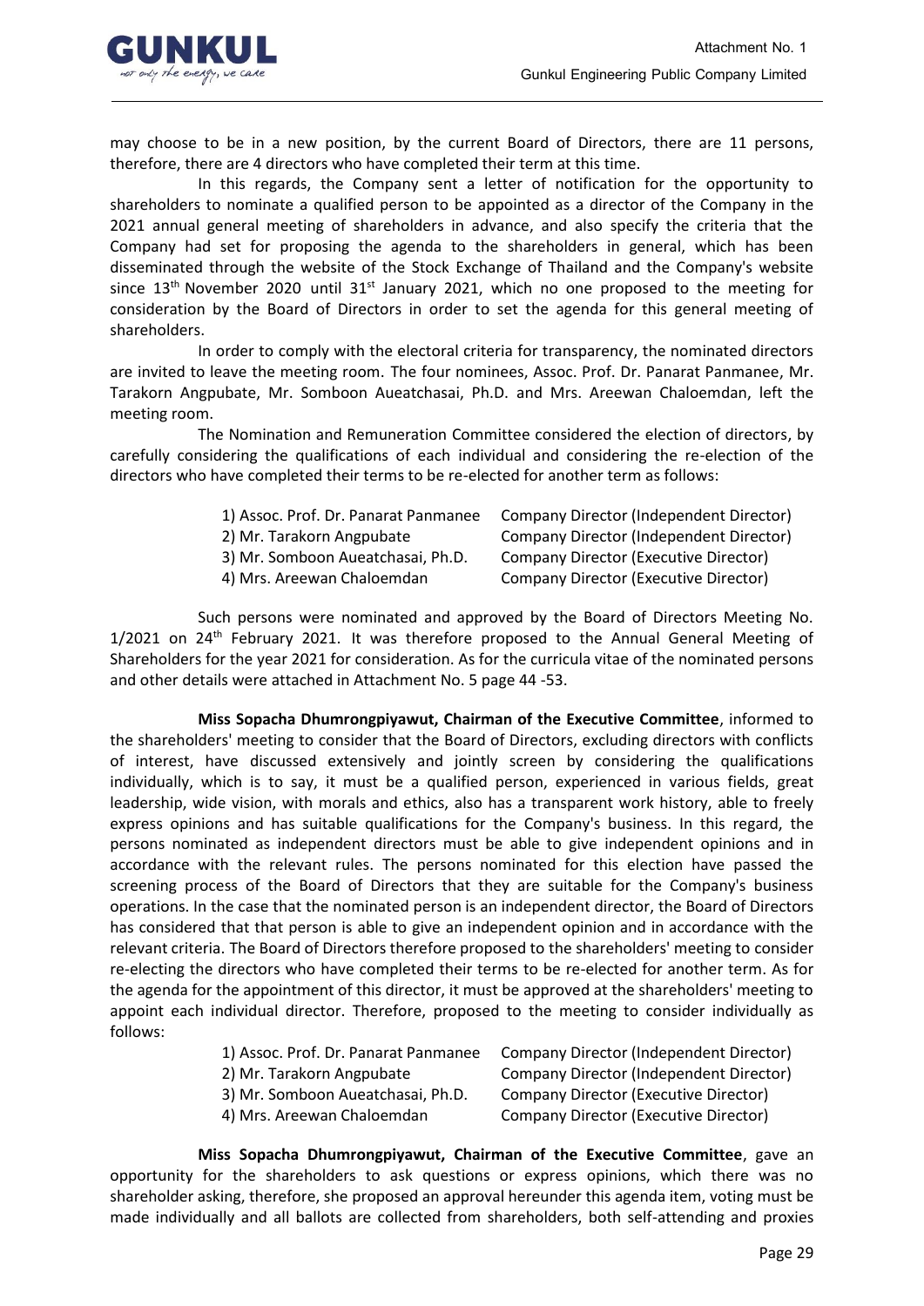may choose to be in a new position, by the current Board of Directors, there are 11 persons, therefore, there are 4 directors who have completed their term at this time.

In this regards, the Company sent a letter of notification for the opportunity to shareholders to nominate a qualified person to be appointed as a director of the Company in the 2021 annual general meeting of shareholders in advance, and also specify the criteria that the Company had set for proposing the agenda to the shareholders in general, which has been disseminated through the website of the Stock Exchange of Thailand and the Company's website since 13th November 2020 until 31st January 2021, which no one proposed to the meeting for consideration by the Board of Directors in order to set the agenda for this general meeting of shareholders.

In order to comply with the electoral criteria for transparency, the nominated directors are invited to leave the meeting room. The four nominees, Assoc. Prof. Dr. Panarat Panmanee, Mr. Tarakorn Angpubate, Mr. Somboon Aueatchasai, Ph.D. and Mrs. Areewan Chaloemdan, left the meeting room.

The Nomination and Remuneration Committee considered the election of directors, by carefully considering the qualifications of each individual and considering the re-election of the directors who have completed their terms to be re-elected for another term as follows:

| | |
|---|---|
| 1) Assoc. Prof. Dr. Panarat Panmanee | Company Director (Independent Director) |
| 2) Mr. Tarakorn Angpubate | Company Director (Independent Director) |
| 3) Mr. Somboon Aueatchasai, Ph.D. | Company Director (Executive Director) |
| 4) Mrs. Areewan Chaloemdan | Company Director (Executive Director) |

Such persons were nominated and approved by the Board of Directors Meeting No. 1/2021 on 24th February 2021. It was therefore proposed to the Annual General Meeting of Shareholders for the year 2021 for consideration. As for the curricula vitae of the nominated persons and other details were attached in Attachment No. 5 page 44 -53.

**Miss Sopacha Dhumrongpiyawut, Chairman of the Executive Committee**, informed to the shareholders' meeting to consider that the Board of Directors, excluding directors with conflicts of interest, have discussed extensively and jointly screen by considering the qualifications individually, which is to say, it must be a qualified person, experienced in various fields, great leadership, wide vision, with morals and ethics, also has a transparent work history, able to freely express opinions and has suitable qualifications for the Company's business. In this regard, the persons nominated as independent directors must be able to give independent opinions and in accordance with the relevant rules. The persons nominated for this election have passed the screening process of the Board of Directors that they are suitable for the Company's business operations. In the case that the nominated person is an independent director, the Board of Directors has considered that that person is able to give an independent opinion and in accordance with the relevant criteria. The Board of Directors therefore proposed to the shareholders' meeting to consider re-electing the directors who have completed their terms to be re-elected for another term. As for the agenda for the appointment of this director, it must be approved at the shareholders' meeting to appoint each individual director. Therefore, proposed to the meeting to consider individually as follows:

| | |
|---|---|
| 1) Assoc. Prof. Dr. Panarat Panmanee | Company Director (Independent Director) |
| 2) Mr. Tarakorn Angpubate | Company Director (Independent Director) |
| 3) Mr. Somboon Aueatchasai, Ph.D. | Company Director (Executive Director) |
| 4) Mrs. Areewan Chaloemdan | Company Director (Executive Director) |

**Miss Sopacha Dhumrongpiyawut, Chairman of the Executive Committee**, gave an opportunity for the shareholders to ask questions or express opinions, which there was no shareholder asking, therefore, she proposed an approval hereunder this agenda item, voting must be made individually and all ballots are collected from shareholders, both self-attending and proxies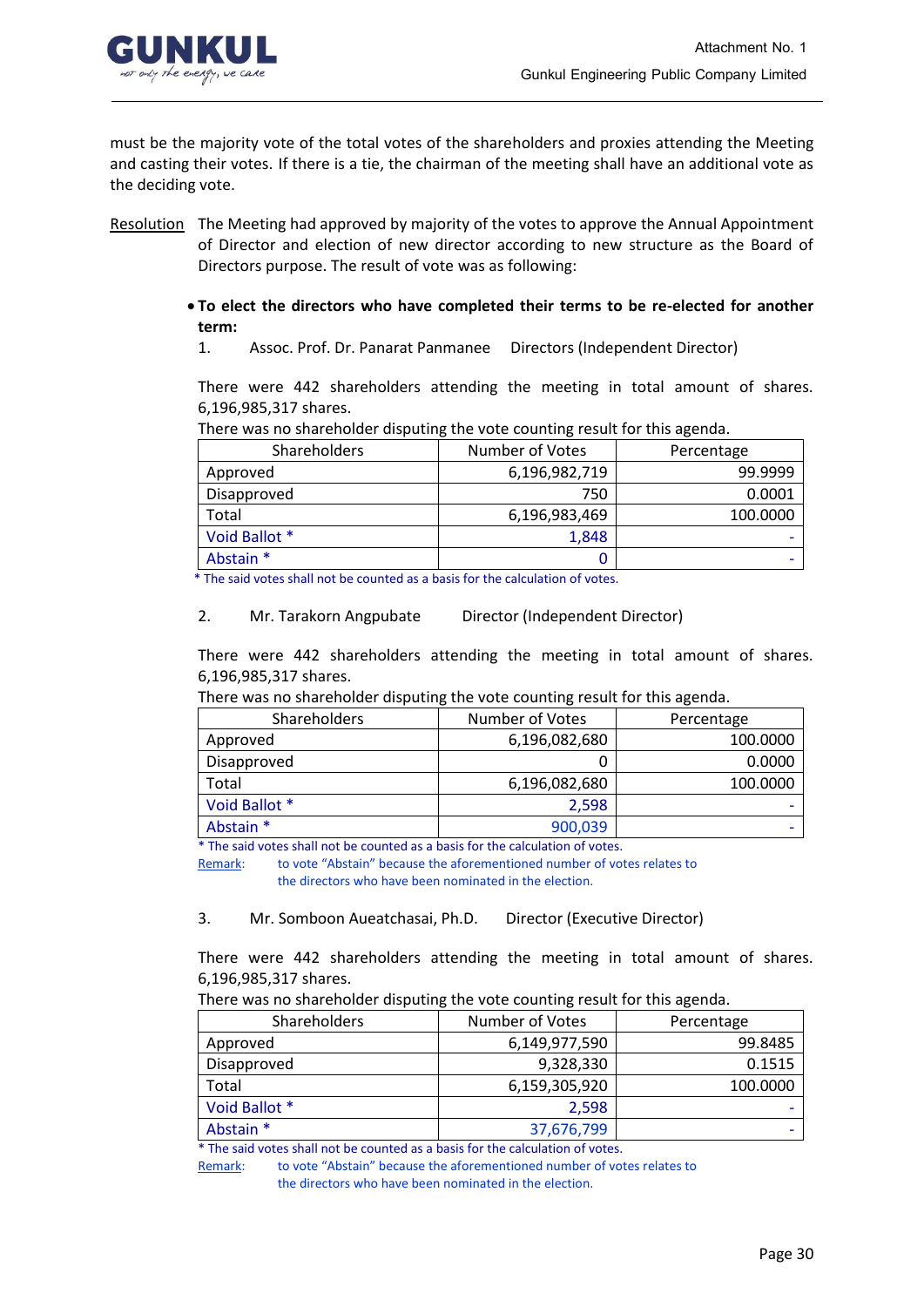must be the majority vote of the total votes of the shareholders and proxies attending the Meeting and casting their votes. If there is a tie, the chairman of the meeting shall have an additional vote as the deciding vote.

Resolution The Meeting had approved by majority of the votes to approve the Annual Appointment of Director and election of new director according to new structure as the Board of Directors purpose. The result of vote was as following:

- **To elect the directors who have completed their terms to be re-elected for another term:**

1. Assoc. Prof. Dr. Panarat Panmanee Directors (Independent Director)

There were 442 shareholders attending the meeting in total amount of shares. 6,196,985,317 shares.

There was no shareholder disputing the vote counting result for this agenda.

| Shareholders | Number of Votes | Percentage |
|---|---|---|
| Approved | 6,196,982,719 | 99.9999 |
| Disapproved | 750 | 0.0001 |
| Total | 6,196,983,469 | 100.0000 |
| Void Ballot * | 1,848 | - |
| Abstain * | 0 | - |

* The said votes shall not be counted as a basis for the calculation of votes.

2. Mr. Tarakorn Angpubate Director (Independent Director)

There were 442 shareholders attending the meeting in total amount of shares. 6,196,985,317 shares.

There was no shareholder disputing the vote counting result for this agenda.

| Shareholders | Number of Votes | Percentage |
|---|---|---|
| Approved | 6,196,082,680 | 100.0000 |
| Disapproved | 0 | 0.0000 |
| Total | 6,196,082,680 | 100.0000 |
| Void Ballot * | 2,598 | - |
| Abstain * | 900,039 | - |

* The said votes shall not be counted as a basis for the calculation of votes.

Remark: to vote "Abstain" because the aforementioned number of votes relates to the directors who have been nominated in the election.

3. Mr. Somboon Aueatchasai, Ph.D. Director (Executive Director)

There were 442 shareholders attending the meeting in total amount of shares. 6,196,985,317 shares.

There was no shareholder disputing the vote counting result for this agenda.

| Shareholders | Number of Votes | Percentage |
|---|---|---|
| Approved | 6,149,977,590 | 99.8485 |
| Disapproved | 9,328,330 | 0.1515 |
| Total | 6,159,305,920 | 100.0000 |
| Void Ballot * | 2,598 | - |
| Abstain * | 37,676,799 | - |

* The said votes shall not be counted as a basis for the calculation of votes.

Remark: to vote "Abstain" because the aforementioned number of votes relates to the directors who have been nominated in the election.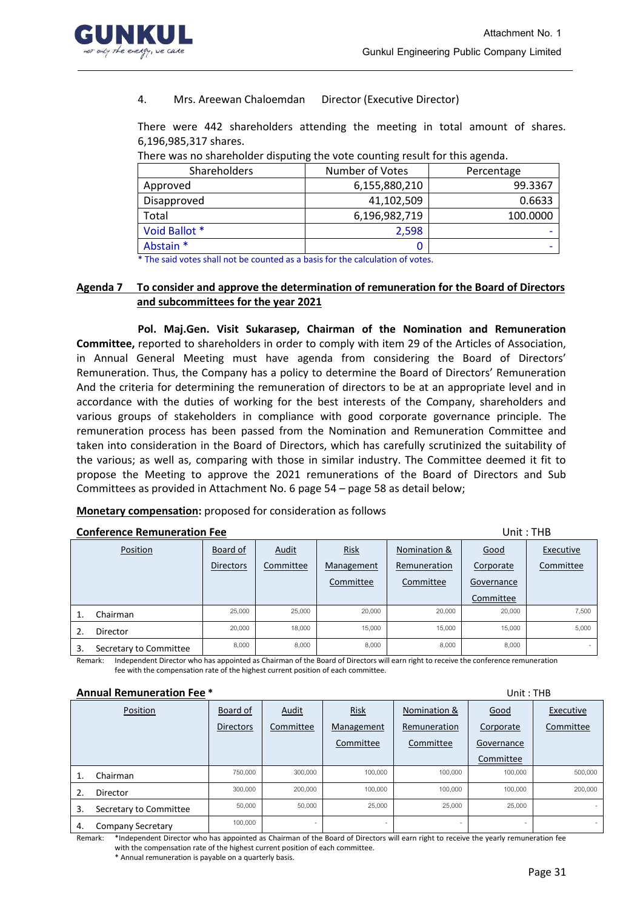4. Mrs. Areewan Chaloemdan Director (Executive Director)

There were 442 shareholders attending the meeting in total amount of shares. 6,196,985,317 shares.

There was no shareholder disputing the vote counting result for this agenda.

| Shareholders | Number of Votes | Percentage |
|---|---|---|
| Approved | 6,155,880,210 | 99.3367 |
| Disapproved | 41,102,509 | 0.6633 |
| Total | 6,196,982,719 | 100.0000 |
| Void Ballot * | 2,598 | - |
| Abstain * | 0 | - |

\* The said votes shall not be counted as a basis for the calculation of votes.

## Agenda 7 To consider and approve the determination of remuneration for the Board of Directors and subcommittees for the year 2021

**Pol. Maj.Gen. Visit Sukarasep, Chairman of the Nomination and Remuneration Committee,** reported to shareholders in order to comply with item 29 of the Articles of Association, in Annual General Meeting must have agenda from considering the Board of Directors' Remuneration. Thus, the Company has a policy to determine the Board of Directors' Remuneration And the criteria for determining the remuneration of directors to be at an appropriate level and in accordance with the duties of working for the best interests of the Company, shareholders and various groups of stakeholders in compliance with good corporate governance principle. The remuneration process has been passed from the Nomination and Remuneration Committee and taken into consideration in the Board of Directors, which has carefully scrutinized the suitability of the various; as well as, comparing with those in similar industry. The Committee deemed it fit to propose the Meeting to approve the 2021 remunerations of the Board of Directors and Sub Committees as provided in Attachment No. 6 page 54 – page 58 as detail below;

**Monetary compensation:** proposed for consideration as follows

**Conference Remuneration Fee** Unit : THB

| Position | Board of Directors | Audit Committee | Risk Management Committee | Nomination & Remuneration Committee | Good Corporate Governance Committee | Executive Committee |
|---|---|---|---|---|---|---|
| 1. Chairman | 25,000 | 25,000 | 20,000 | 20,000 | 20,000 | 7,500 |
| 2. Director | 20,000 | 18,000 | 15,000 | 15,000 | 15,000 | 5,000 |
| 3. Secretary to Committee | 8,000 | 8,000 | 8,000 | 8,000 | 8,000 | - |

Remark: Independent Director who has appointed as Chairman of the Board of Directors will earn right to receive the conference remuneration fee with the compensation rate of the highest current position of each committee.

**Annual Remuneration Fee *** Unit : THB

| Position | Board of Directors | Audit Committee | Risk Management Committee | Nomination & Remuneration Committee | Good Corporate Governance Committee | Executive Committee |
|---|---|---|---|---|---|---|
| 1. Chairman | 750,000 | 300,000 | 100,000 | 100,000 | 100,000 | 500,000 |
| 2. Director | 300,000 | 200,000 | 100,000 | 100,000 | 100,000 | 200,000 |
| 3. Secretary to Committee | 50,000 | 50,000 | 25,000 | 25,000 | 25,000 | - |
| 4. Company Secretary | 100,000 | - | - | - | - | - |

Remark: *Independent Director who has appointed as Chairman of the Board of Directors will earn right to receive the yearly remuneration fee with the compensation rate of the highest current position of each committee.

\* Annual remuneration is payable on a quarterly basis.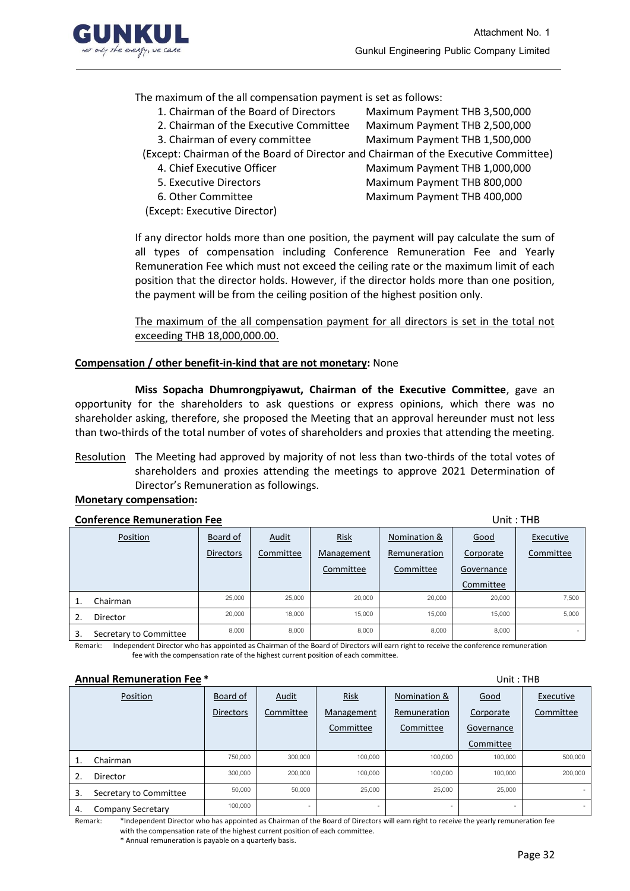The maximum of the all compensation payment is set as follows:

1. Chairman of the Board of Directors Maximum Payment THB 3,500,000
2. Chairman of the Executive Committee Maximum Payment THB 2,500,000
3. Chairman of every committee Maximum Payment THB 1,500,000

(Except: Chairman of the Board of Director and Chairman of the Executive Committee)

4. Chief Executive Officer Maximum Payment THB 1,000,000
5. Executive Directors Maximum Payment THB 800,000
6. Other Committee Maximum Payment THB 400,000

(Except: Executive Director)

If any director holds more than one position, the payment will pay calculate the sum of all types of compensation including Conference Remuneration Fee and Yearly Remuneration Fee which must not exceed the ceiling rate or the maximum limit of each position that the director holds. However, if the director holds more than one position, the payment will be from the ceiling position of the highest position only.

The maximum of the all compensation payment for all directors is set in the total not exceeding THB 18,000,000.00.

**Compensation / other benefit-in-kind that are not monetary:** None

**Miss Sopacha Dhumrongpiyawut, Chairman of the Executive Committee**, gave an opportunity for the shareholders to ask questions or express opinions, which there was no shareholder asking, therefore, she proposed the Meeting that an approval hereunder must not less than two-thirds of the total number of votes of shareholders and proxies that attending the meeting.

Resolution The Meeting had approved by majority of not less than two-thirds of the total votes of shareholders and proxies attending the meetings to approve 2021 Determination of Director's Remuneration as followings.

**Monetary compensation:**

**Conference Remuneration Fee** Unit : THB

| Position | Board of Directors | Audit Committee | Risk Management Committee | Nomination & Remuneration Committee | Good Corporate Governance Committee | Executive Committee |
|---|---|---|---|---|---|---|
| 1. Chairman | 25,000 | 25,000 | 20,000 | 20,000 | 20,000 | 7,500 |
| 2. Director | 20,000 | 18,000 | 15,000 | 15,000 | 15,000 | 5,000 |
| 3. Secretary to Committee | 8,000 | 8,000 | 8,000 | 8,000 | 8,000 | - |

Remark: Independent Director who has appointed as Chairman of the Board of Directors will earn right to receive the conference remuneration fee with the compensation rate of the highest current position of each committee.

**Annual Remuneration Fee** * Unit : THB

| Position | Board of Directors | Audit Committee | Risk Management Committee | Nomination & Remuneration Committee | Good Corporate Governance Committee | Executive Committee |
|---|---|---|---|---|---|---|
| 1. Chairman | 750,000 | 300,000 | 100,000 | 100,000 | 100,000 | 500,000 |
| 2. Director | 300,000 | 200,000 | 100,000 | 100,000 | 100,000 | 200,000 |
| 3. Secretary to Committee | 50,000 | 50,000 | 25,000 | 25,000 | 25,000 | - |
| 4. Company Secretary | 100,000 | - | - | - | - | - |

Remark: *Independent Director who has appointed as Chairman of the Board of Directors will earn right to receive the yearly remuneration fee with the compensation rate of the highest current position of each committee.

\* Annual remuneration is payable on a quarterly basis.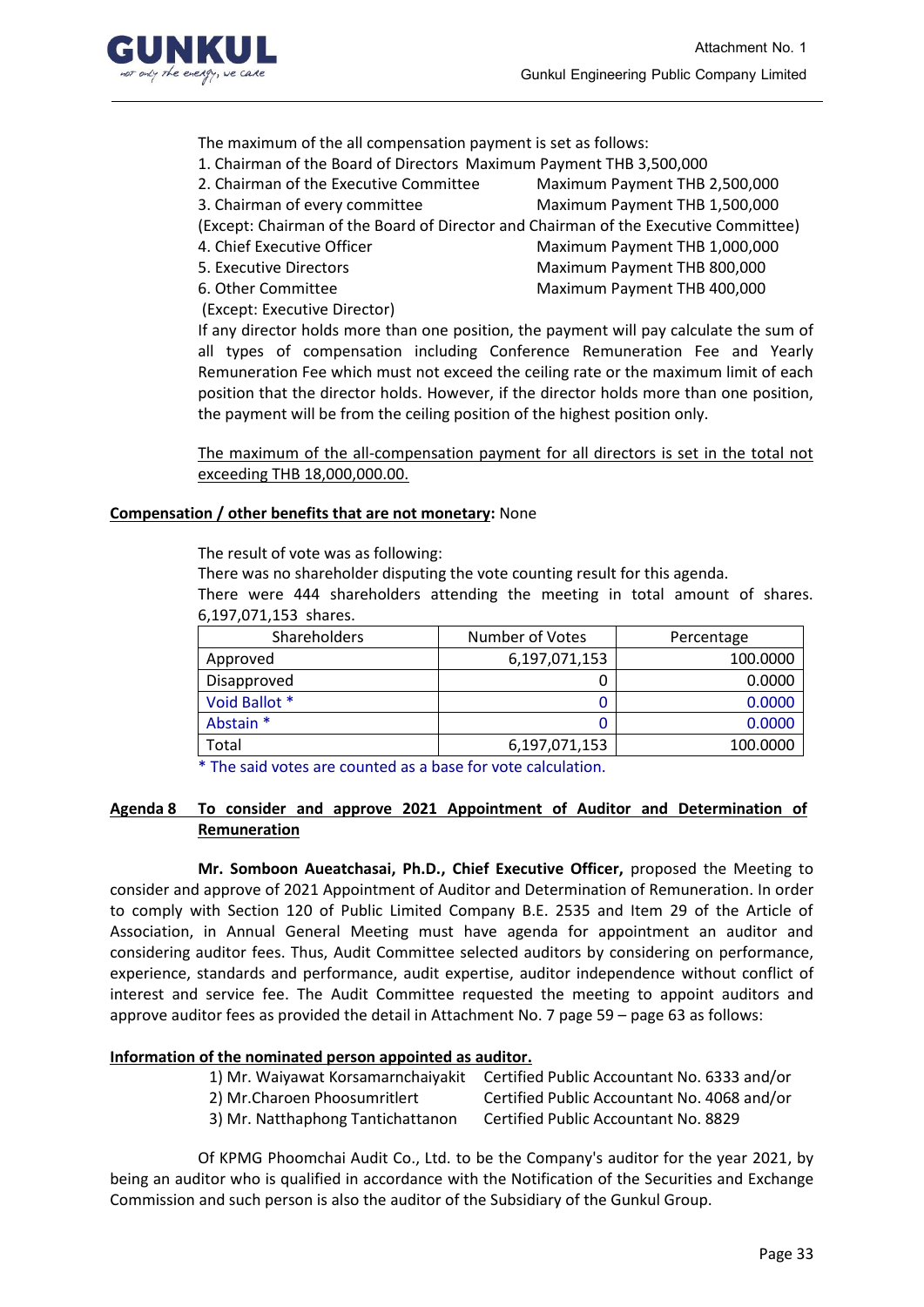The maximum of the all compensation payment is set as follows:

1. Chairman of the Board of Directors Maximum Payment THB 3,500,000
2. Chairman of the Executive Committee Maximum Payment THB 2,500,000
3. Chairman of every committee Maximum Payment THB 1,500,000

(Except: Chairman of the Board of Director and Chairman of the Executive Committee)

4. Chief Executive Officer Maximum Payment THB 1,000,000
5. Executive Directors Maximum Payment THB 800,000
6. Other Committee Maximum Payment THB 400,000

(Except: Executive Director)

If any director holds more than one position, the payment will pay calculate the sum of all types of compensation including Conference Remuneration Fee and Yearly Remuneration Fee which must not exceed the ceiling rate or the maximum limit of each position that the director holds. However, if the director holds more than one position, the payment will be from the ceiling position of the highest position only.

<u>The maximum of the all-compensation payment for all directors is set in the total not exceeding THB 18,000,000.00.</u>

**<u>Compensation / other benefits that are not monetary</u>:** None

The result of vote was as following:

There was no shareholder disputing the vote counting result for this agenda.

There were 444 shareholders attending the meeting in total amount of shares. 6,197,071,153 shares.

| Shareholders | Number of Votes | Percentage |
|---|---|---|
| Approved | 6,197,071,153 | 100.0000 |
| Disapproved | 0 | 0.0000 |
| Void Ballot * | 0 | 0.0000 |
| Abstain * | 0 | 0.0000 |
| Total | 6,197,071,153 | 100.0000 |

\* The said votes are counted as a base for vote calculation.

**<u>Agenda 8 To consider and approve 2021 Appointment of Auditor and Determination of Remuneration</u>**

**Mr. Somboon Aueatchasai, Ph.D., Chief Executive Officer,** proposed the Meeting to consider and approve of 2021 Appointment of Auditor and Determination of Remuneration. In order to comply with Section 120 of Public Limited Company B.E. 2535 and Item 29 of the Article of Association, in Annual General Meeting must have agenda for appointment an auditor and considering auditor fees. Thus, Audit Committee selected auditors by considering on performance, experience, standards and performance, audit expertise, auditor independence without conflict of interest and service fee. The Audit Committee requested the meeting to appoint auditors and approve auditor fees as provided the detail in Attachment No. 7 page 59 – page 63 as follows:

**<u>Information of the nominated person appointed as auditor.</u>**

1) Mr. Waiyawat Korsamarnchaiyakit Certified Public Accountant No. 6333 and/or
2) Mr.Charoen Phoosumritlert Certified Public Accountant No. 4068 and/or
3) Mr. Natthaphong Tantichattanon Certified Public Accountant No. 8829

Of KPMG Phoomchai Audit Co., Ltd. to be the Company's auditor for the year 2021, by being an auditor who is qualified in accordance with the Notification of the Securities and Exchange Commission and such person is also the auditor of the Subsidiary of the Gunkul Group.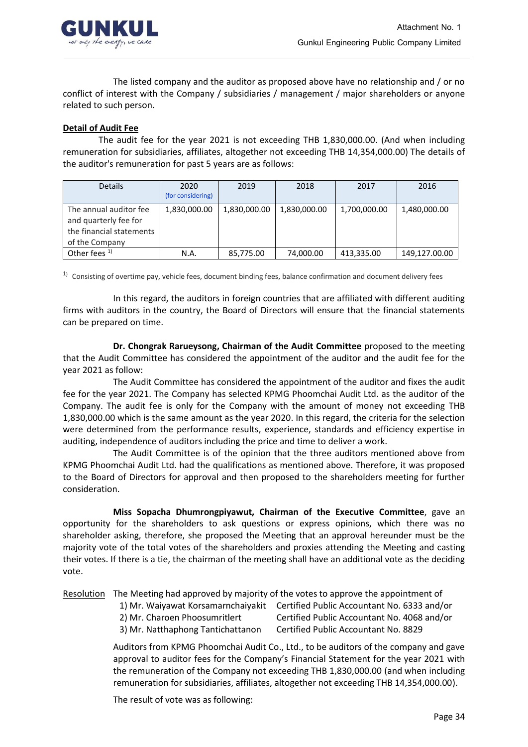The listed company and the auditor as proposed above have no relationship and / or no conflict of interest with the Company / subsidiaries / management / major shareholders or anyone related to such person.

**Detail of Audit Fee**

The audit fee for the year 2021 is not exceeding THB 1,830,000.00. (And when including remuneration for subsidiaries, affiliates, altogether not exceeding THB 14,354,000.00) The details of the auditor's remuneration for past 5 years are as follows:

| Details | 2020 (for considering) | 2019 | 2018 | 2017 | 2016 |
|---|---|---|---|---|---|
| The annual auditor fee and quarterly fee for the financial statements of the Company | 1,830,000.00 | 1,830,000.00 | 1,830,000.00 | 1,700,000.00 | 1,480,000.00 |
| Other fees [1] | N.A. | 85,775.00 | 74,000.00 | 413,335.00 | 149,127.00.00 |

[1] Consisting of overtime pay, vehicle fees, document binding fees, balance confirmation and document delivery fees

In this regard, the auditors in foreign countries that are affiliated with different auditing firms with auditors in the country, the Board of Directors will ensure that the financial statements can be prepared on time.

**Dr. Chongrak Rarueysong, Chairman of the Audit Committee** proposed to the meeting that the Audit Committee has considered the appointment of the auditor and the audit fee for the year 2021 as follow:

The Audit Committee has considered the appointment of the auditor and fixes the audit fee for the year 2021. The Company has selected KPMG Phoomchai Audit Ltd. as the auditor of the Company. The audit fee is only for the Company with the amount of money not exceeding THB 1,830,000.00 which is the same amount as the year 2020. In this regard, the criteria for the selection were determined from the performance results, experience, standards and efficiency expertise in auditing, independence of auditors including the price and time to deliver a work.

The Audit Committee is of the opinion that the three auditors mentioned above from KPMG Phoomchai Audit Ltd. had the qualifications as mentioned above. Therefore, it was proposed to the Board of Directors for approval and then proposed to the shareholders meeting for further consideration.

**Miss Sopacha Dhumrongpiyawut, Chairman of the Executive Committee**, gave an opportunity for the shareholders to ask questions or express opinions, which there was no shareholder asking, therefore, she proposed the Meeting that an approval hereunder must be the majority vote of the total votes of the shareholders and proxies attending the Meeting and casting their votes. If there is a tie, the chairman of the meeting shall have an additional vote as the deciding vote.

<u>Resolution</u> The Meeting had approved by majority of the votes to approve the appointment of

1) Mr. Waiyawat Korsamarnchaiyakit Certified Public Accountant No. 6333 and/or
2) Mr. Charoen Phoosumritlert Certified Public Accountant No. 4068 and/or
3) Mr. Natthaphong Tantichattanon Certified Public Accountant No. 8829

Auditors from KPMG Phoomchai Audit Co., Ltd., to be auditors of the company and gave approval to auditor fees for the Company's Financial Statement for the year 2021 with the remuneration of the Company not exceeding THB 1,830,000.00 (and when including remuneration for subsidiaries, affiliates, altogether not exceeding THB 14,354,000.00).

The result of vote was as following: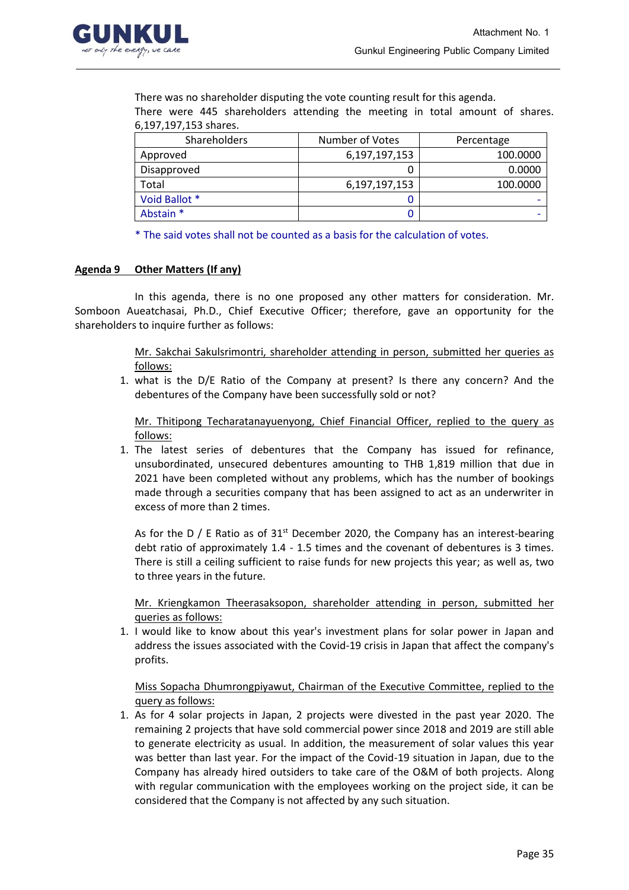There was no shareholder disputing the vote counting result for this agenda.

There were 445 shareholders attending the meeting in total amount of shares. 6,197,197,153 shares.

| Shareholders | Number of Votes | Percentage |
|---|---|---|
| Approved | 6,197,197,153 | 100.0000 |
| Disapproved | 0 | 0.0000 |
| Total | 6,197,197,153 | 100.0000 |
| Void Ballot * | 0 | - |
| Abstain * | 0 | - |

* The said votes shall not be counted as a basis for the calculation of votes.

**Agenda 9 Other Matters (If any)**

In this agenda, there is no one proposed any other matters for consideration. Mr. Somboon Aueatchasai, Ph.D., Chief Executive Officer; therefore, gave an opportunity for the shareholders to inquire further as follows:

Mr. Sakchai Sakulsrimontri, shareholder attending in person, submitted her queries as follows:

1. what is the D/E Ratio of the Company at present? Is there any concern? And the debentures of the Company have been successfully sold or not?

Mr. Thitipong Techaratanayuenyong, Chief Financial Officer, replied to the query as follows:

1. The latest series of debentures that the Company has issued for refinance, unsubordinated, unsecured debentures amounting to THB 1,819 million that due in 2021 have been completed without any problems, which has the number of bookings made through a securities company that has been assigned to act as an underwriter in excess of more than 2 times.

   As for the D / E Ratio as of 31st December 2020, the Company has an interest-bearing debt ratio of approximately 1.4 - 1.5 times and the covenant of debentures is 3 times. There is still a ceiling sufficient to raise funds for new projects this year; as well as, two to three years in the future.

Mr. Kriengkamon Theerasaksopon, shareholder attending in person, submitted her queries as follows:

1. I would like to know about this year's investment plans for solar power in Japan and address the issues associated with the Covid-19 crisis in Japan that affect the company's profits.

Miss Sopacha Dhumrongpiyawut, Chairman of the Executive Committee, replied to the query as follows:

1. As for 4 solar projects in Japan, 2 projects were divested in the past year 2020. The remaining 2 projects that have sold commercial power since 2018 and 2019 are still able to generate electricity as usual. In addition, the measurement of solar values this year was better than last year. For the impact of the Covid-19 situation in Japan, due to the Company has already hired outsiders to take care of the O&M of both projects. Along with regular communication with the employees working on the project side, it can be considered that the Company is not affected by any such situation.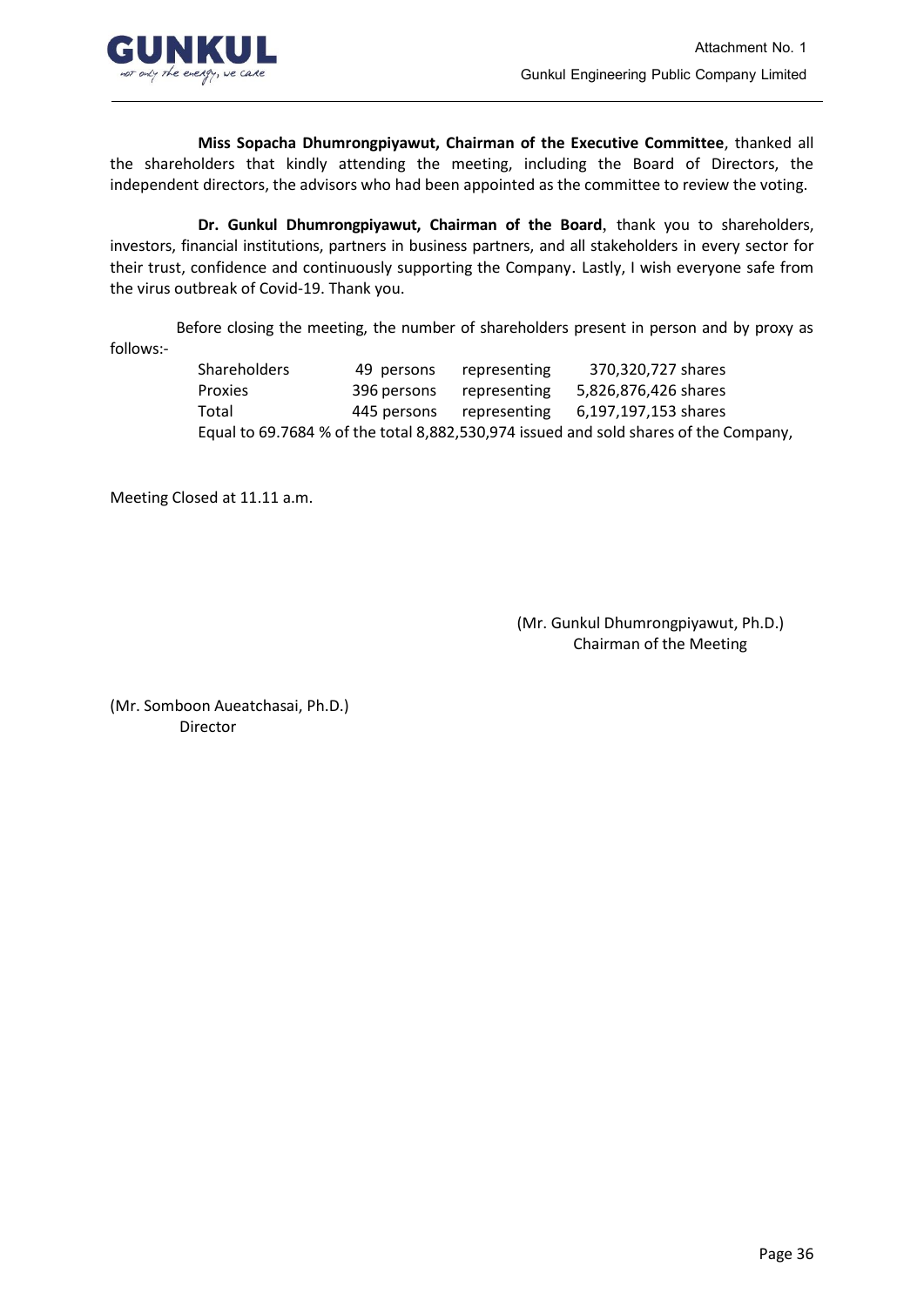**Miss Sopacha Dhumrongpiyawut, Chairman of the Executive Committee**, thanked all the shareholders that kindly attending the meeting, including the Board of Directors, the independent directors, the advisors who had been appointed as the committee to review the voting.

**Dr. Gunkul Dhumrongpiyawut, Chairman of the Board**, thank you to shareholders, investors, financial institutions, partners in business partners, and all stakeholders in every sector for their trust, confidence and continuously supporting the Company. Lastly, I wish everyone safe from the virus outbreak of Covid-19. Thank you.

Before closing the meeting, the number of shareholders present in person and by proxy as follows:-

| | | | |
|---|---|---|---|
| Shareholders | 49 persons | representing | 370,320,727 shares |
| Proxies | 396 persons | representing | 5,826,876,426 shares |
| Total | 445 persons | representing | 6,197,197,153 shares |

Equal to 69.7684 % of the total 8,882,530,974 issued and sold shares of the Company,

Meeting Closed at 11.11 a.m.

(Mr. Gunkul Dhumrongpiyawut, Ph.D.)
Chairman of the Meeting

(Mr. Somboon Aueatchasai, Ph.D.)
Director